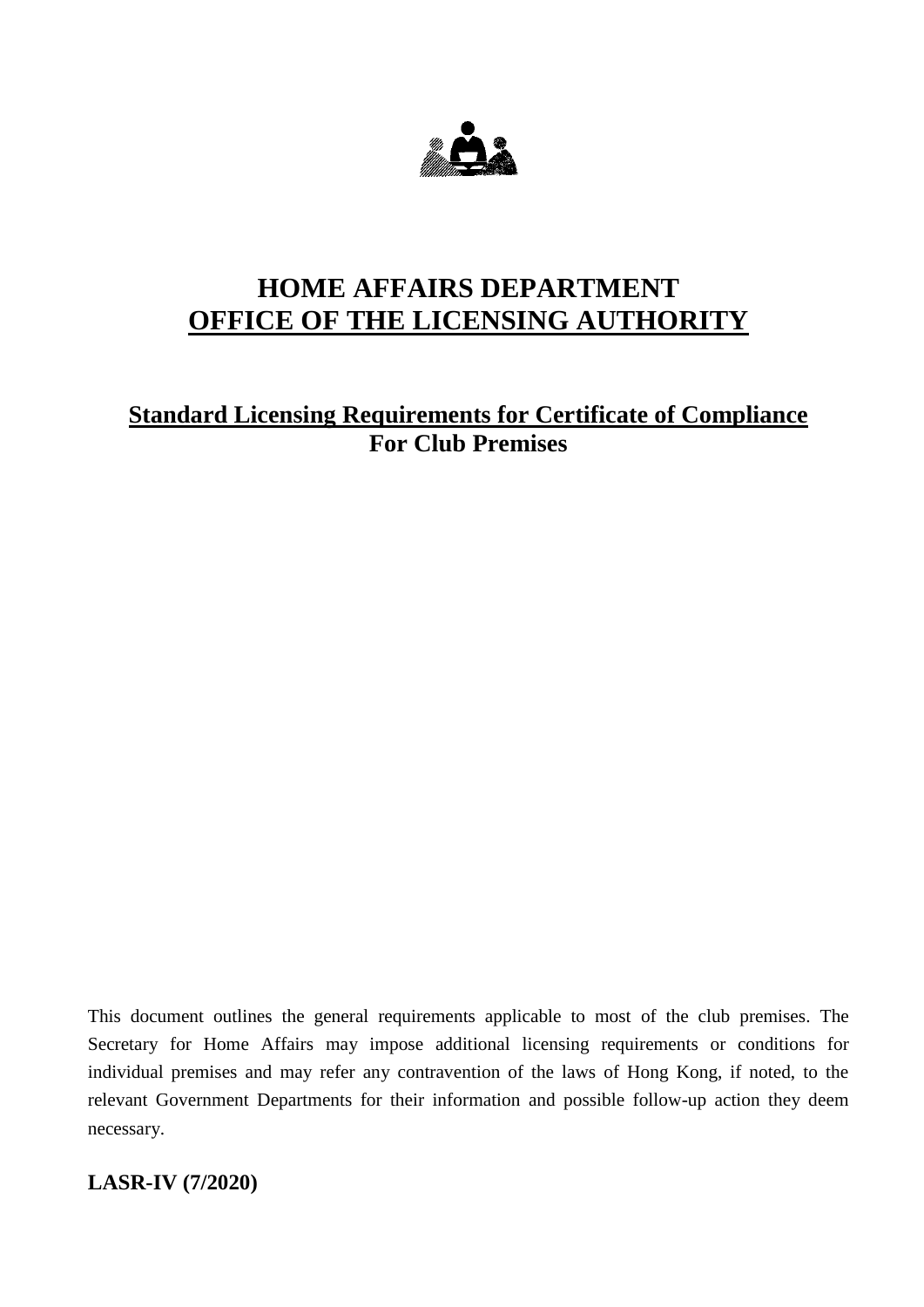# HOME AFFAIRS DEPARTMENT
# OFFICE OF THE LICENSING AUTHORITY

## Standard Licensing Requirements for Certificate of Compliance
## For Club Premises

This document outlines the general requirements applicable to most of the club premises. The Secretary for Home Affairs may impose additional licensing requirements or conditions for individual premises and may refer any contravention of the laws of Hong Kong, if noted, to the relevant Government Departments for their information and possible follow-up action they deem necessary.

**LASR-IV (7/2020)**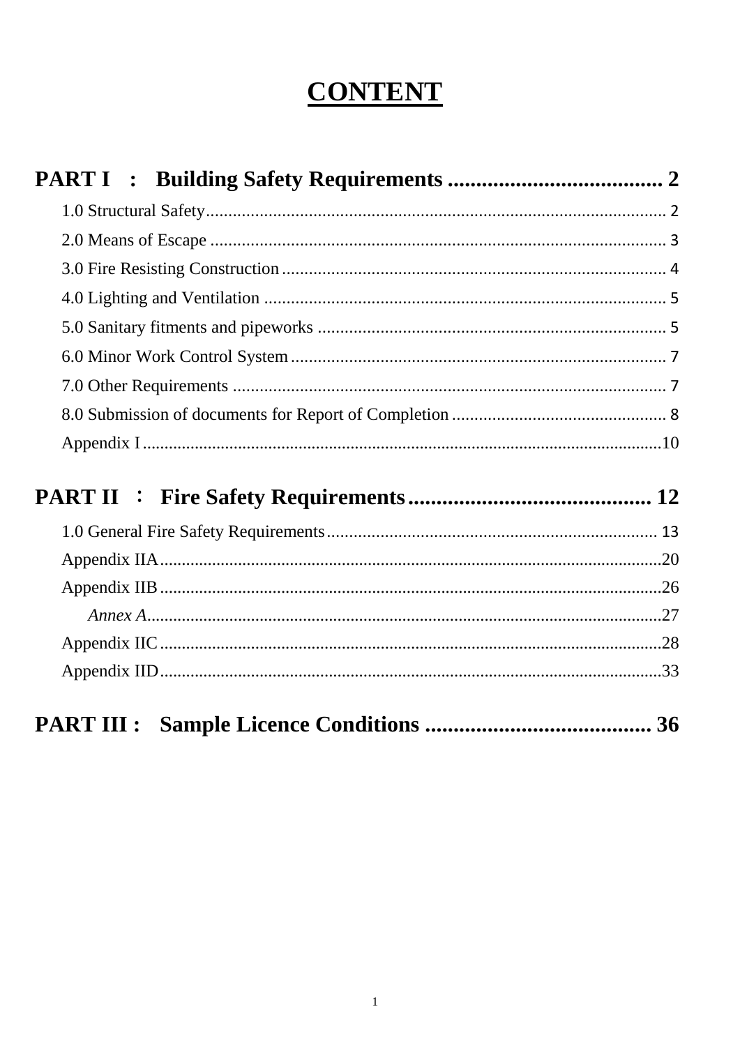# CONTENT

## PART I : Building Safety Requirements ...................................... 2

1.0 Structural Safety........................................................................................................ 2

2.0 Means of Escape ....................................................................................................... 3

3.0 Fire Resisting Construction....................................................................................... 4

4.0 Lighting and Ventilation ........................................................................................... 5

5.0 Sanitary fitments and pipeworks .............................................................................. 5

6.0 Minor Work Control System..................................................................................... 7

7.0 Other Requirements .................................................................................................. 7

8.0 Submission of documents for Report of Completion................................................ 8

Appendix I......................................................................................................................10

## PART II ： Fire Safety Requirements........................................... 12

1.0 General Fire Safety Requirements.......................................................................... 13

Appendix IIA...................................................................................................................20

Appendix IIB...................................................................................................................26

*Annex A*......................................................................................................................27

Appendix IIC...................................................................................................................28

Appendix IID...................................................................................................................33

## PART III : Sample Licence Conditions ........................................ 36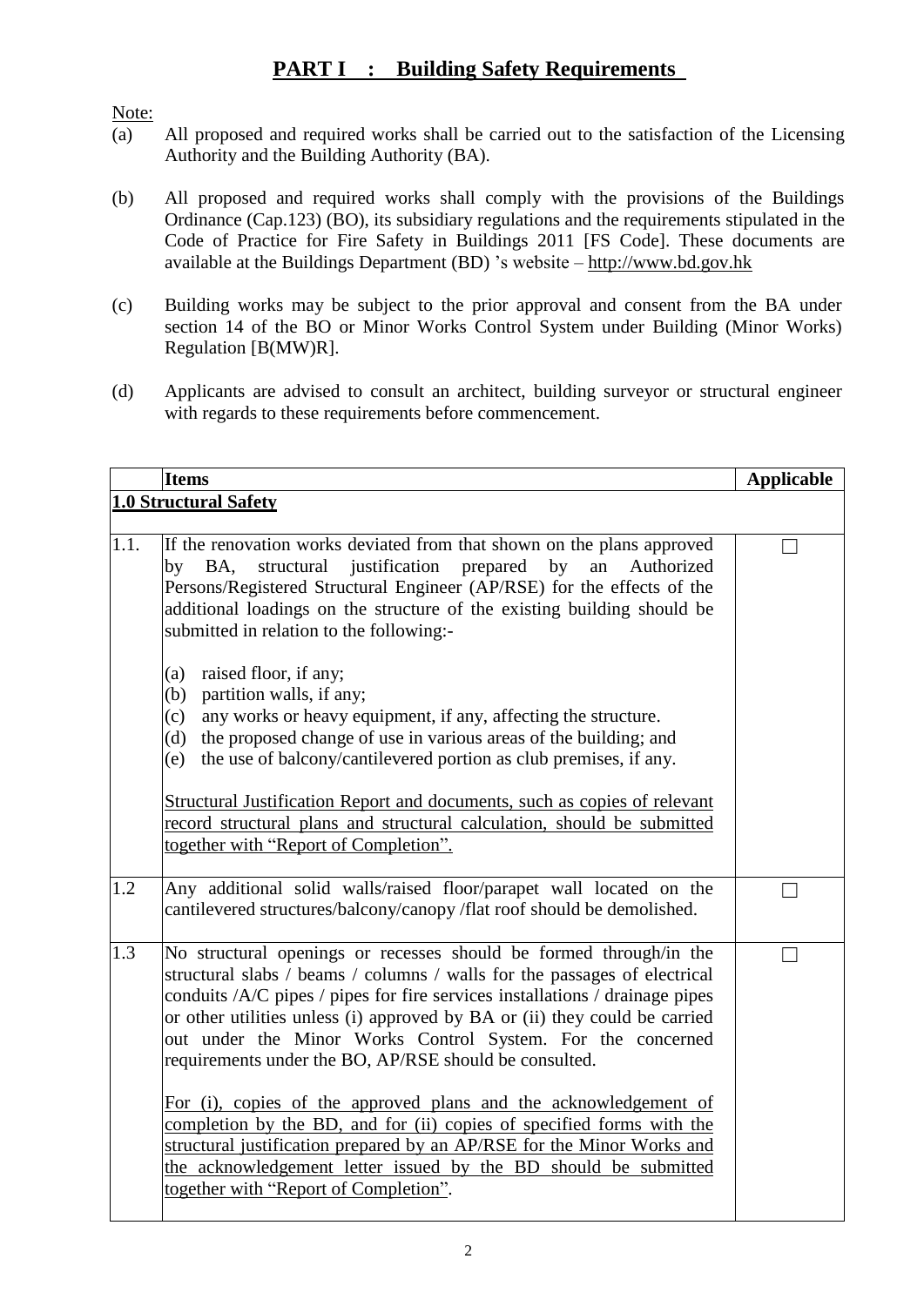## PART I : Building Safety Requirements

Note:

(a) All proposed and required works shall be carried out to the satisfaction of the Licensing Authority and the Building Authority (BA).

(b) All proposed and required works shall comply with the provisions of the Buildings Ordinance (Cap.123) (BO), its subsidiary regulations and the requirements stipulated in the Code of Practice for Fire Safety in Buildings 2011 [FS Code]. These documents are available at the Buildings Department (BD) 's website – http://www.bd.gov.hk

(c) Building works may be subject to the prior approval and consent from the BA under section 14 of the BO or Minor Works Control System under Building (Minor Works) Regulation [B(MW)R].

(d) Applicants are advised to consult an architect, building surveyor or structural engineer with regards to these requirements before commencement.

| | Items | Applicable |
|---|---|---|
| **1.0 Structural Safety** | | |
| 1.1. | If the renovation works deviated from that shown on the plans approved by BA, structural justification prepared by an Authorized Persons/Registered Structural Engineer (AP/RSE) for the effects of the additional loadings on the structure of the existing building should be submitted in relation to the following:-<br><br>(a) raised floor, if any;<br>(b) partition walls, if any;<br>(c) any works or heavy equipment, if any, affecting the structure.<br>(d) the proposed change of use in various areas of the building; and<br>(e) the use of balcony/cantilevered portion as club premises, if any.<br><br><u>Structural Justification Report and documents, such as copies of relevant record structural plans and structural calculation, should be submitted together with "Report of Completion".</u> | ☐ |
| 1.2 | Any additional solid walls/raised floor/parapet wall located on the cantilevered structures/balcony/canopy /flat roof should be demolished. | ☐ |
| 1.3 | No structural openings or recesses should be formed through/in the structural slabs / beams / columns / walls for the passages of electrical conduits /A/C pipes / pipes for fire services installations / drainage pipes or other utilities unless (i) approved by BA or (ii) they could be carried out under the Minor Works Control System. For the concerned requirements under the BO, AP/RSE should be consulted.<br><br><u>For (i), copies of the approved plans and the acknowledgement of completion by the BD, and for (ii) copies of specified forms with the structural justification prepared by an AP/RSE for the Minor Works and the acknowledgement letter issued by the BD should be submitted together with "Report of Completion".</u> | ☐ |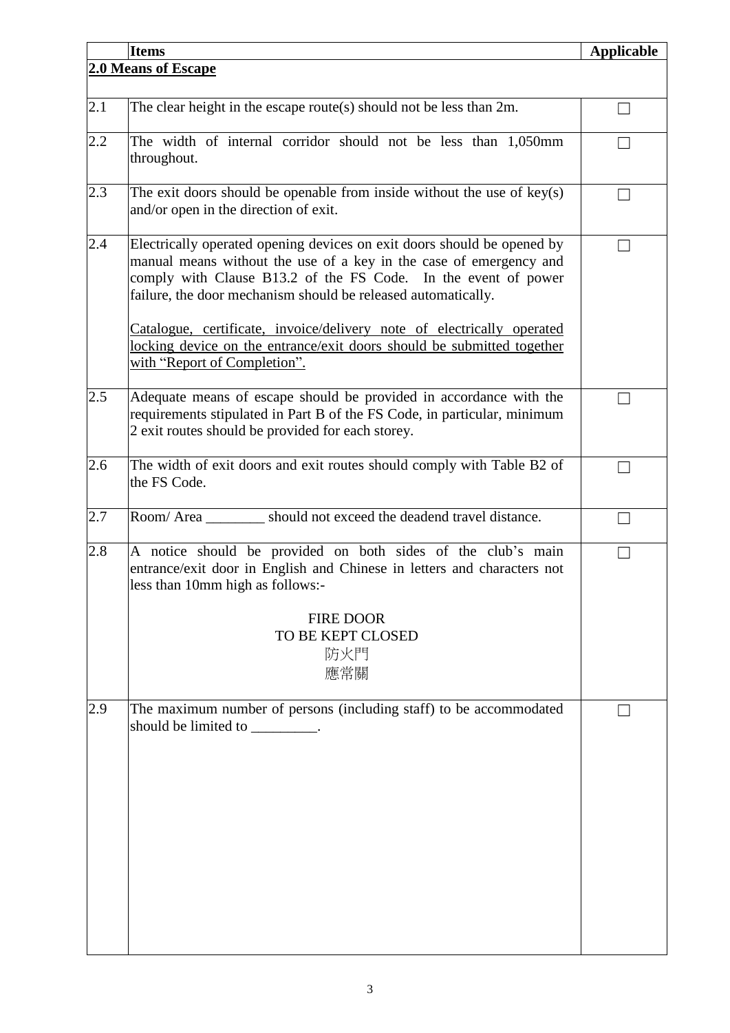| | Items | Applicable |
|---|---|---|
| | **2.0 Means of Escape** | |
| 2.1 | The clear height in the escape route(s) should not be less than 2m. | ☐ |
| 2.2 | The width of internal corridor should not be less than 1,050mm throughout. | ☐ |
| 2.3 | The exit doors should be openable from inside without the use of key(s) and/or open in the direction of exit. | ☐ |
| 2.4 | Electrically operated opening devices on exit doors should be opened by manual means without the use of a key in the case of emergency and comply with Clause B13.2 of the FS Code. In the event of power failure, the door mechanism should be released automatically.<br><br>Catalogue, certificate, invoice/delivery note of electrically operated locking device on the entrance/exit doors should be submitted together with "Report of Completion". | ☐ |
| 2.5 | Adequate means of escape should be provided in accordance with the requirements stipulated in Part B of the FS Code, in particular, minimum 2 exit routes should be provided for each storey. | ☐ |
| 2.6 | The width of exit doors and exit routes should comply with Table B2 of the FS Code. | ☐ |
| 2.7 | Room/ Area ________ should not exceed the deadend travel distance. | ☐ |
| 2.8 | A notice should be provided on both sides of the club's main entrance/exit door in English and Chinese in letters and characters not less than 10mm high as follows:-<br><br>FIRE DOOR<br>TO BE KEPT CLOSED<br>防火門<br>應常關 | ☐ |
| 2.9 | The maximum number of persons (including staff) to be accommodated should be limited to _________. | ☐ |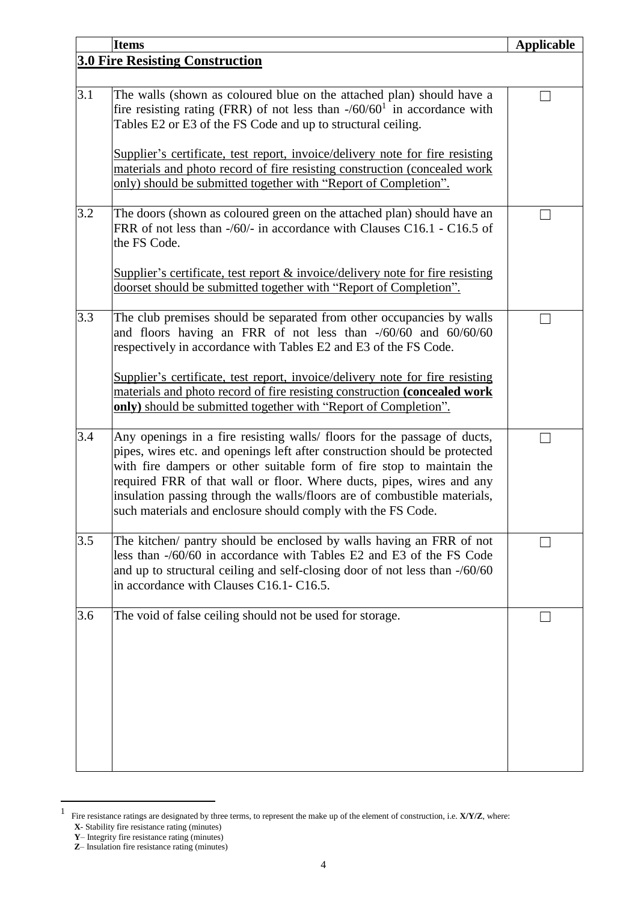| | Items | Applicable |
|---|---|---|
| | **3.0 Fire Resisting Construction** | |
| 3.1 | The walls (shown as coloured blue on the attached plan) should have a fire resisting rating (FRR) of not less than -/60/60[1] in accordance with Tables E2 or E3 of the FS Code and up to structural ceiling.<br><br>Supplier's certificate, test report, invoice/delivery note for fire resisting materials and photo record of fire resisting construction (concealed work only) should be submitted together with "Report of Completion". | ☐ |
| 3.2 | The doors (shown as coloured green on the attached plan) should have an FRR of not less than -/60/- in accordance with Clauses C16.1 - C16.5 of the FS Code.<br><br>Supplier's certificate, test report & invoice/delivery note for fire resisting doorset should be submitted together with "Report of Completion". | ☐ |
| 3.3 | The club premises should be separated from other occupancies by walls and floors having an FRR of not less than -/60/60 and 60/60/60 respectively in accordance with Tables E2 and E3 of the FS Code.<br><br>Supplier's certificate, test report, invoice/delivery note for fire resisting materials and photo record of fire resisting construction **(concealed work only)** should be submitted together with "Report of Completion". | ☐ |
| 3.4 | Any openings in a fire resisting walls/ floors for the passage of ducts, pipes, wires etc. and openings left after construction should be protected with fire dampers or other suitable form of fire stop to maintain the required FRR of that wall or floor. Where ducts, pipes, wires and any insulation passing through the walls/floors are of combustible materials, such materials and enclosure should comply with the FS Code. | ☐ |
| 3.5 | The kitchen/ pantry should be enclosed by walls having an FRR of not less than -/60/60 in accordance with Tables E2 and E3 of the FS Code and up to structural ceiling and self-closing door of not less than -/60/60 in accordance with Clauses C16.1- C16.5. | ☐ |
| 3.6 | The void of false ceiling should not be used for storage. | ☐ |

[1] Fire resistance ratings are designated by three terms, to represent the make up of the element of construction, i.e. **X/Y/Z**, where:
**X**- Stability fire resistance rating (minutes)
**Y**– Integrity fire resistance rating (minutes)
**Z**– Insulation fire resistance rating (minutes)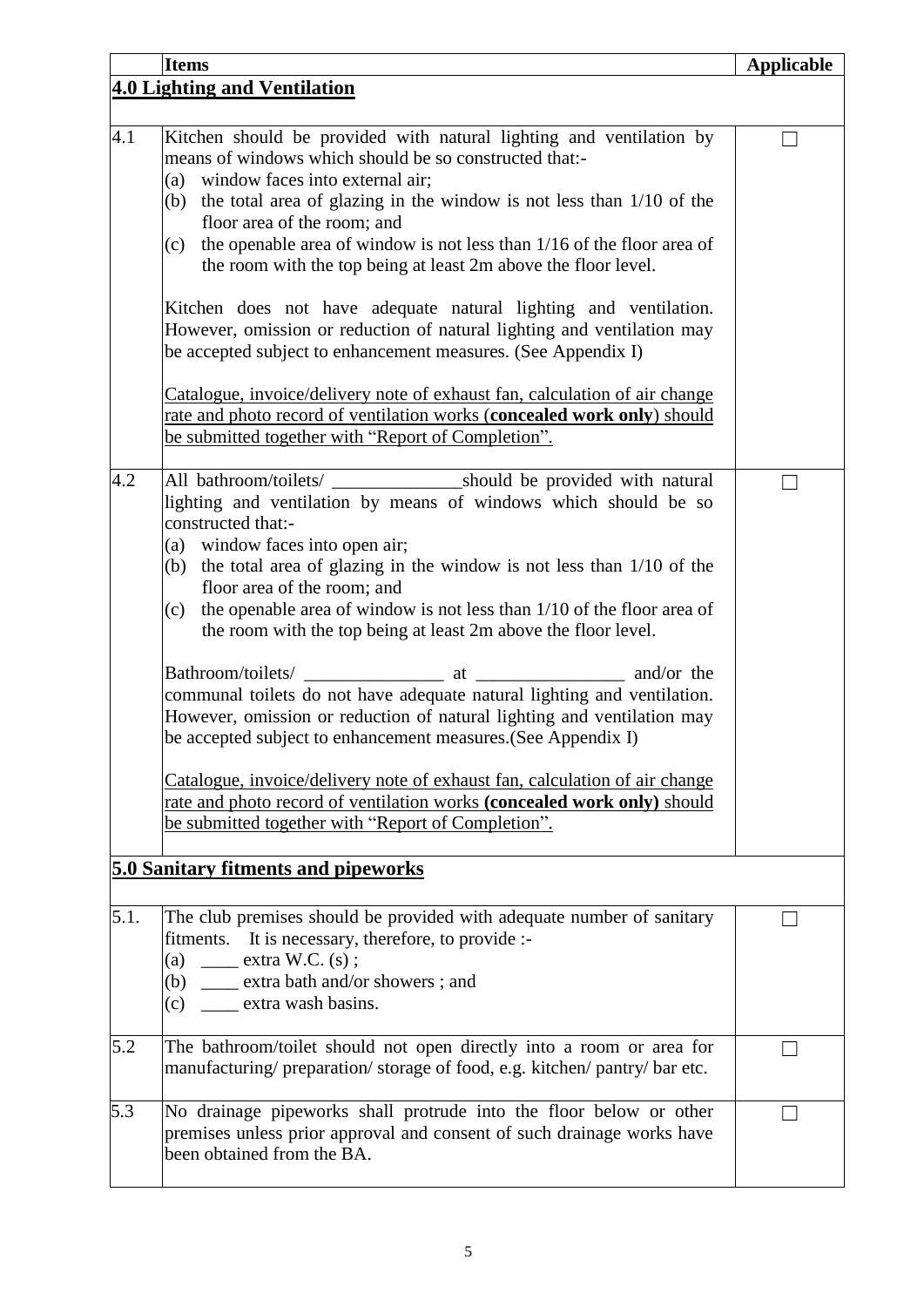| | Items | Applicable |
|---|---|---|
| **4.0 Lighting and Ventilation** | | |
| 4.1 | Kitchen should be provided with natural lighting and ventilation by means of windows which should be so constructed that:-<br>(a) window faces into external air;<br>(b) the total area of glazing in the window is not less than 1/10 of the floor area of the room; and<br>(c) the openable area of window is not less than 1/16 of the floor area of the room with the top being at least 2m above the floor level.<br><br>Kitchen does not have adequate natural lighting and ventilation. However, omission or reduction of natural lighting and ventilation may be accepted subject to enhancement measures. (See Appendix I)<br><br><u>Catalogue, invoice/delivery note of exhaust fan, calculation of air change rate and photo record of ventilation works (**concealed work only**) should be submitted together with "Report of Completion".</u> | ☐ |
| 4.2 | All bathroom/toilets/ ______________should be provided with natural lighting and ventilation by means of windows which should be so constructed that:-<br>(a) window faces into open air;<br>(b) the total area of glazing in the window is not less than 1/10 of the floor area of the room; and<br>(c) the openable area of window is not less than 1/10 of the floor area of the room with the top being at least 2m above the floor level.<br><br>Bathroom/toilets/ _______________ at ________________ and/or the communal toilets do not have adequate natural lighting and ventilation. However, omission or reduction of natural lighting and ventilation may be accepted subject to enhancement measures.(See Appendix I)<br><br><u>Catalogue, invoice/delivery note of exhaust fan, calculation of air change rate and photo record of ventilation works **(concealed work only)** should be submitted together with "Report of Completion".</u> | ☐ |
| **5.0 Sanitary fitments and pipeworks** | | |
| 5.1. | The club premises should be provided with adequate number of sanitary fitments. It is necessary, therefore, to provide :-<br>(a) ____ extra W.C. (s) ;<br>(b) ____ extra bath and/or showers ; and<br>(c) ____ extra wash basins. | ☐ |
| 5.2 | The bathroom/toilet should not open directly into a room or area for manufacturing/ preparation/ storage of food, e.g. kitchen/ pantry/ bar etc. | ☐ |
| 5.3 | No drainage pipeworks shall protrude into the floor below or other premises unless prior approval and consent of such drainage works have been obtained from the BA. | ☐ |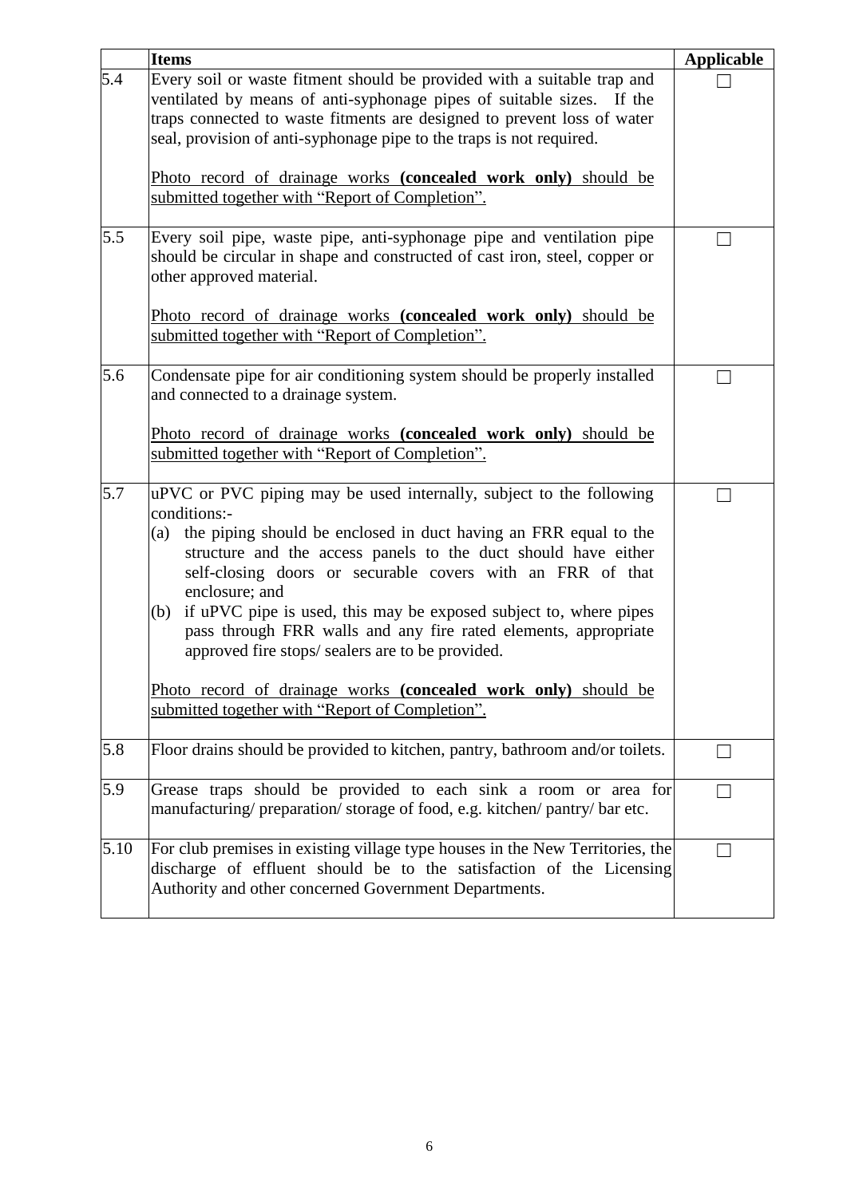|  | **Items** | **Applicable** |
|---|---|---|
| 5.4 | Every soil or waste fitment should be provided with a suitable trap and ventilated by means of anti-syphonage pipes of suitable sizes. If the traps connected to waste fitments are designed to prevent loss of water seal, provision of anti-syphonage pipe to the traps is not required.<br><br>Photo record of drainage works **(concealed work only)** should be submitted together with "Report of Completion". | ☐ |
| 5.5 | Every soil pipe, waste pipe, anti-syphonage pipe and ventilation pipe should be circular in shape and constructed of cast iron, steel, copper or other approved material.<br><br>Photo record of drainage works **(concealed work only)** should be submitted together with "Report of Completion". | ☐ |
| 5.6 | Condensate pipe for air conditioning system should be properly installed and connected to a drainage system.<br><br>Photo record of drainage works **(concealed work only)** should be submitted together with "Report of Completion". | ☐ |
| 5.7 | uPVC or PVC piping may be used internally, subject to the following conditions:-<br>(a) the piping should be enclosed in duct having an FRR equal to the structure and the access panels to the duct should have either self-closing doors or securable covers with an FRR of that enclosure; and<br>(b) if uPVC pipe is used, this may be exposed subject to, where pipes pass through FRR walls and any fire rated elements, appropriate approved fire stops/ sealers are to be provided.<br><br>Photo record of drainage works **(concealed work only)** should be submitted together with "Report of Completion". | ☐ |
| 5.8 | Floor drains should be provided to kitchen, pantry, bathroom and/or toilets. | ☐ |
| 5.9 | Grease traps should be provided to each sink a room or area for manufacturing/ preparation/ storage of food, e.g. kitchen/ pantry/ bar etc. | ☐ |
| 5.10 | For club premises in existing village type houses in the New Territories, the discharge of effluent should be to the satisfaction of the Licensing Authority and other concerned Government Departments. | ☐ |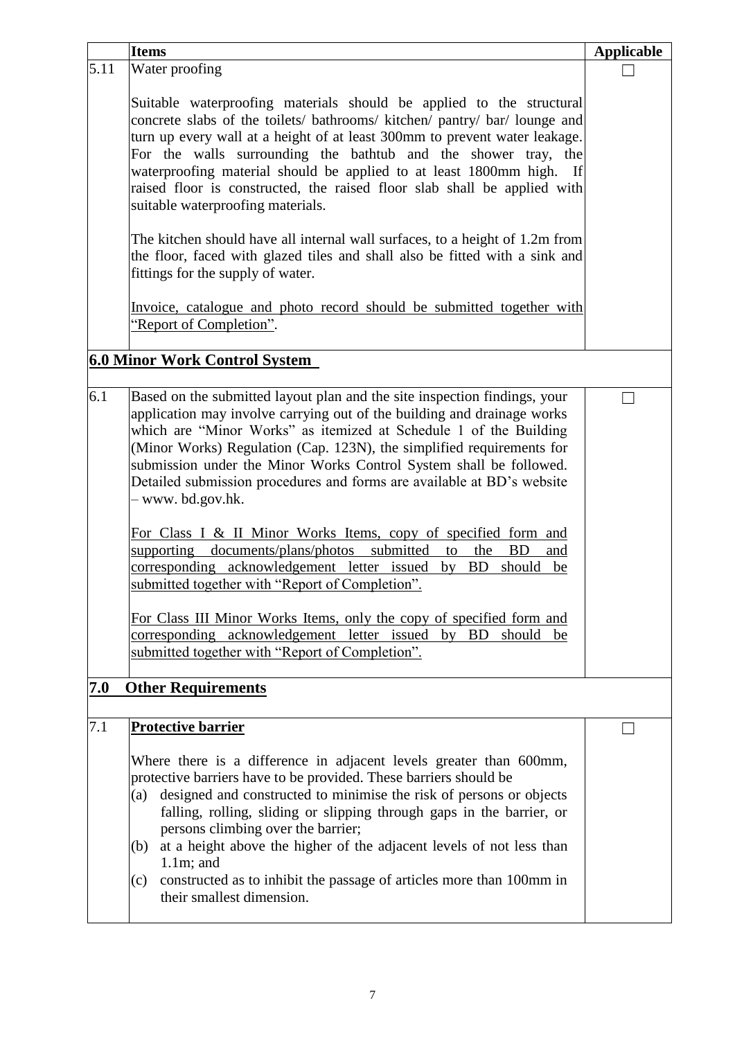| | Items | Applicable |
|---|---|---|
| 5.11 | Water proofing<br><br>Suitable waterproofing materials should be applied to the structural concrete slabs of the toilets/ bathrooms/ kitchen/ pantry/ bar/ lounge and turn up every wall at a height of at least 300mm to prevent water leakage. For the walls surrounding the bathtub and the shower tray, the waterproofing material should be applied to at least 1800mm high. If raised floor is constructed, the raised floor slab shall be applied with suitable waterproofing materials.<br><br>The kitchen should have all internal wall surfaces, to a height of 1.2m from the floor, faced with glazed tiles and shall also be fitted with a sink and fittings for the supply of water.<br><br><u>Invoice, catalogue and photo record should be submitted together with "Report of Completion".</u> | ☐ |
| | **<u>6.0 Minor Work Control System</u>** | |
| 6.1 | Based on the submitted layout plan and the site inspection findings, your application may involve carrying out of the building and drainage works which are "Minor Works" as itemized at Schedule 1 of the Building (Minor Works) Regulation (Cap. 123N), the simplified requirements for submission under the Minor Works Control System shall be followed. Detailed submission procedures and forms are available at BD's website – www. bd.gov.hk.<br><br><u>For Class I & II Minor Works Items, copy of specified form and supporting documents/plans/photos submitted to the BD and corresponding acknowledgement letter issued by BD should be submitted together with "Report of Completion".</u><br><br><u>For Class III Minor Works Items, only the copy of specified form and corresponding acknowledgement letter issued by BD should be submitted together with "Report of Completion".</u> | ☐ |
| **7.0** | **<u>Other Requirements</u>** | |
| 7.1 | **<u>Protective barrier</u>**<br><br>Where there is a difference in adjacent levels greater than 600mm, protective barriers have to be provided. These barriers should be<br>(a) designed and constructed to minimise the risk of persons or objects falling, rolling, sliding or slipping through gaps in the barrier, or persons climbing over the barrier;<br>(b) at a height above the higher of the adjacent levels of not less than 1.1m; and<br>(c) constructed as to inhibit the passage of articles more than 100mm in their smallest dimension. | ☐ |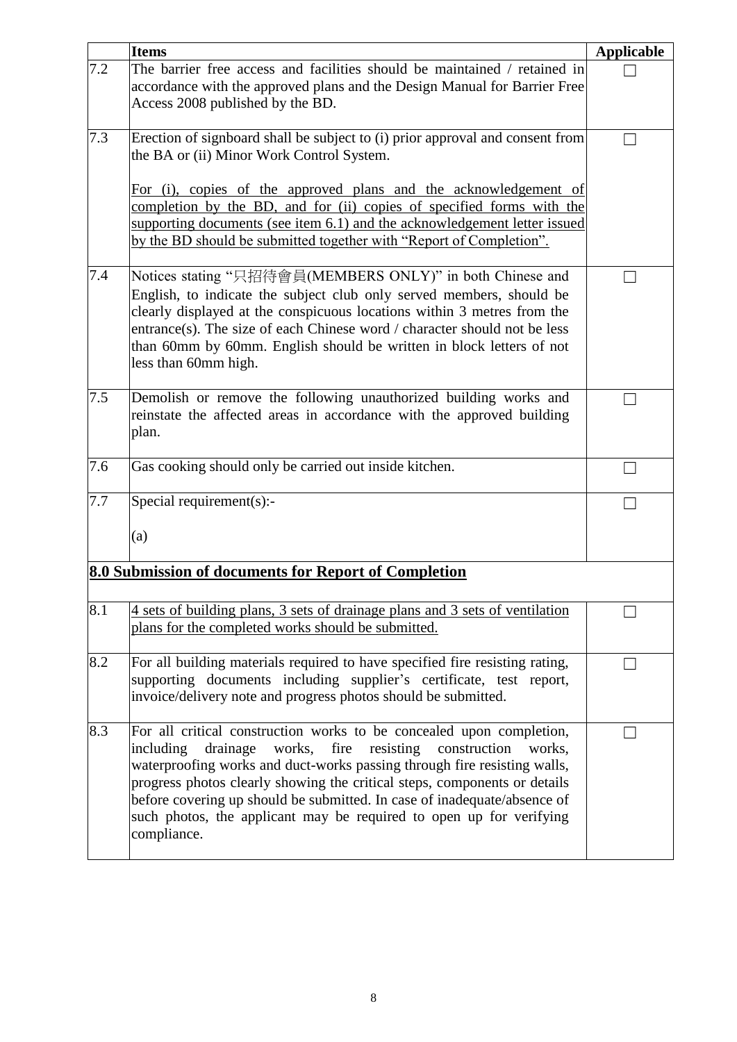| | Items | Applicable |
|---|---|---|
| 7.2 | The barrier free access and facilities should be maintained / retained in accordance with the approved plans and the Design Manual for Barrier Free Access 2008 published by the BD. | ☐ |
| 7.3 | Erection of signboard shall be subject to (i) prior approval and consent from the BA or (ii) Minor Work Control System.<br><br>For (i), copies of the approved plans and the acknowledgement of completion by the BD, and for (ii) copies of specified forms with the supporting documents (see item 6.1) and the acknowledgement letter issued by the BD should be submitted together with "Report of Completion". | ☐ |
| 7.4 | Notices stating "只招待會員(MEMBERS ONLY)" in both Chinese and English, to indicate the subject club only served members, should be clearly displayed at the conspicuous locations within 3 metres from the entrance(s). The size of each Chinese word / character should not be less than 60mm by 60mm. English should be written in block letters of not less than 60mm high. | ☐ |
| 7.5 | Demolish or remove the following unauthorized building works and reinstate the affected areas in accordance with the approved building plan. | ☐ |
| 7.6 | Gas cooking should only be carried out inside kitchen. | ☐ |
| 7.7 | Special requirement(s):-<br><br>(a) | ☐ |
| | **8.0 Submission of documents for Report of Completion** | |
| 8.1 | 4 sets of building plans, 3 sets of drainage plans and 3 sets of ventilation plans for the completed works should be submitted. | ☐ |
| 8.2 | For all building materials required to have specified fire resisting rating, supporting documents including supplier's certificate, test report, invoice/delivery note and progress photos should be submitted. | ☐ |
| 8.3 | For all critical construction works to be concealed upon completion, including drainage works, fire resisting construction works, waterproofing works and duct-works passing through fire resisting walls, progress photos clearly showing the critical steps, components or details before covering up should be submitted. In case of inadequate/absence of such photos, the applicant may be required to open up for verifying compliance. | ☐ |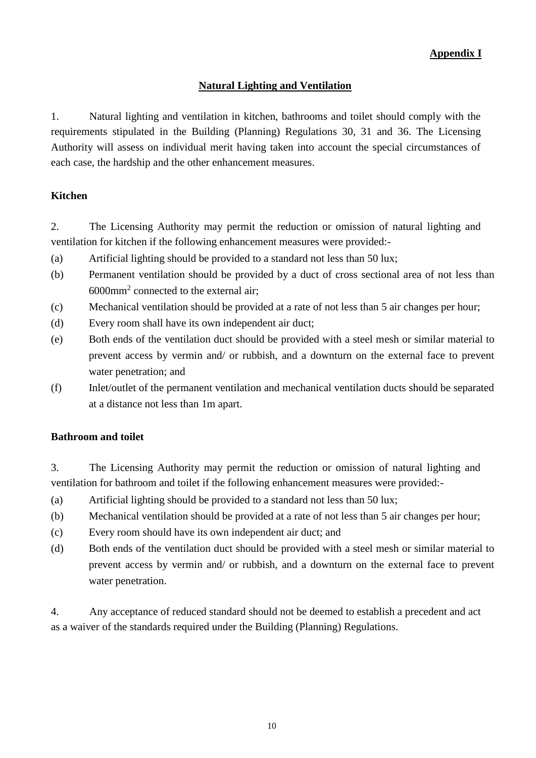**Appendix I**

## Natural Lighting and Ventilation

1. Natural lighting and ventilation in kitchen, bathrooms and toilet should comply with the requirements stipulated in the Building (Planning) Regulations 30, 31 and 36. The Licensing Authority will assess on individual merit having taken into account the special circumstances of each case, the hardship and the other enhancement measures.

### Kitchen

2. The Licensing Authority may permit the reduction or omission of natural lighting and ventilation for kitchen if the following enhancement measures were provided:-

(a) Artificial lighting should be provided to a standard not less than 50 lux;

(b) Permanent ventilation should be provided by a duct of cross sectional area of not less than $6000mm^2$ connected to the external air;

(c) Mechanical ventilation should be provided at a rate of not less than 5 air changes per hour;

(d) Every room shall have its own independent air duct;

(e) Both ends of the ventilation duct should be provided with a steel mesh or similar material to prevent access by vermin and/ or rubbish, and a downturn on the external face to prevent water penetration; and

(f) Inlet/outlet of the permanent ventilation and mechanical ventilation ducts should be separated at a distance not less than 1m apart.

### Bathroom and toilet

3. The Licensing Authority may permit the reduction or omission of natural lighting and ventilation for bathroom and toilet if the following enhancement measures were provided:-

(a) Artificial lighting should be provided to a standard not less than 50 lux;

(b) Mechanical ventilation should be provided at a rate of not less than 5 air changes per hour;

(c) Every room should have its own independent air duct; and

(d) Both ends of the ventilation duct should be provided with a steel mesh or similar material to prevent access by vermin and/ or rubbish, and a downturn on the external face to prevent water penetration.

4. Any acceptance of reduced standard should not be deemed to establish a precedent and act as a waiver of the standards required under the Building (Planning) Regulations.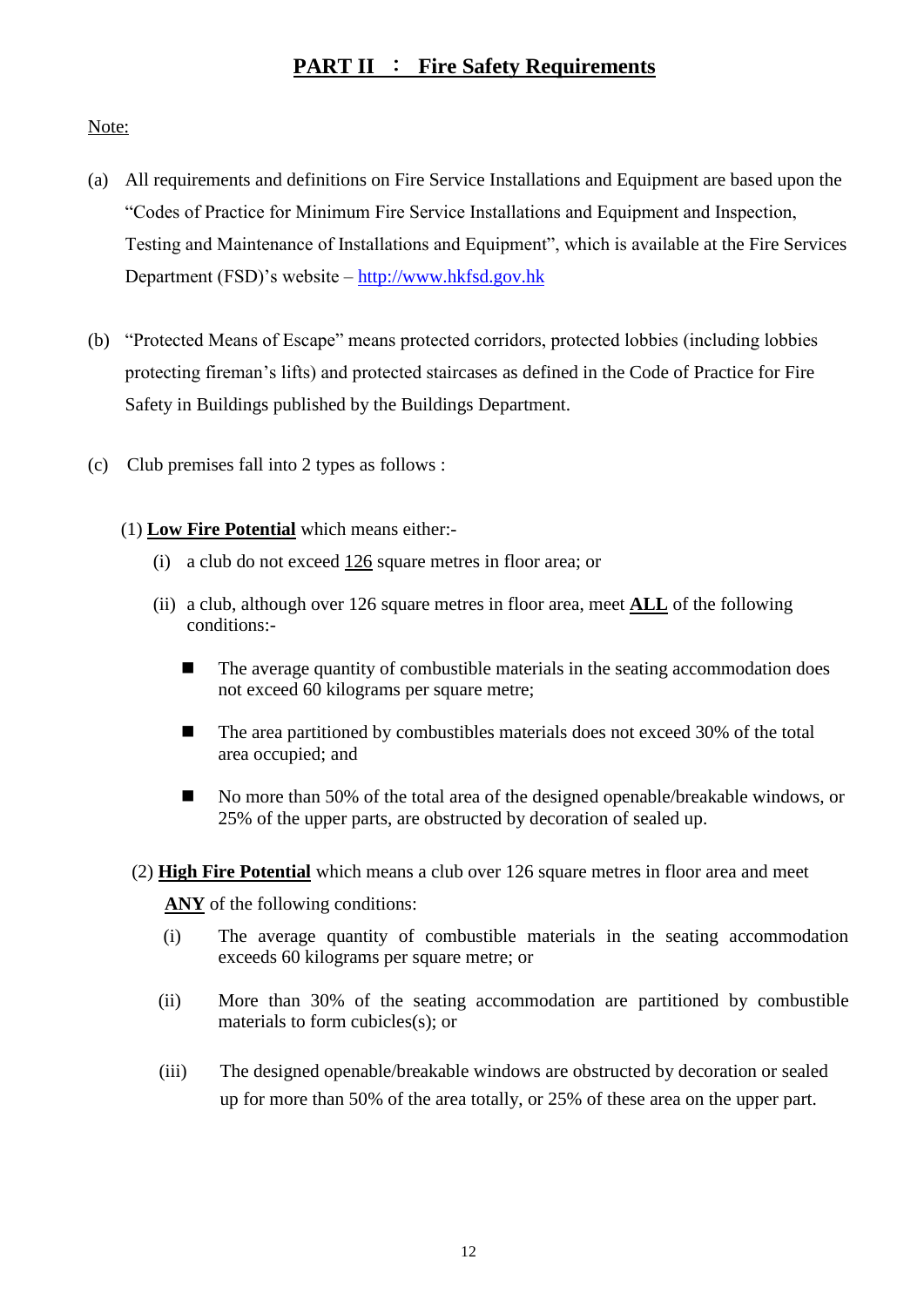## PART II ： Fire Safety Requirements

Note:

(a) All requirements and definitions on Fire Service Installations and Equipment are based upon the "Codes of Practice for Minimum Fire Service Installations and Equipment and Inspection, Testing and Maintenance of Installations and Equipment", which is available at the Fire Services Department (FSD)'s website – http://www.hkfsd.gov.hk

(b) "Protected Means of Escape" means protected corridors, protected lobbies (including lobbies protecting fireman's lifts) and protected staircases as defined in the Code of Practice for Fire Safety in Buildings published by the Buildings Department.

(c) Club premises fall into 2 types as follows :

(1) **Low Fire Potential** which means either:-

(i) a club do not exceed 126 square metres in floor area; or

(ii) a club, although over 126 square metres in floor area, meet **ALL** of the following conditions:-

- The average quantity of combustible materials in the seating accommodation does not exceed 60 kilograms per square metre;
- The area partitioned by combustibles materials does not exceed 30% of the total area occupied; and
- No more than 50% of the total area of the designed openable/breakable windows, or 25% of the upper parts, are obstructed by decoration of sealed up.

(2) **High Fire Potential** which means a club over 126 square metres in floor area and meet **ANY** of the following conditions:

(i) The average quantity of combustible materials in the seating accommodation exceeds 60 kilograms per square metre; or

(ii) More than 30% of the seating accommodation are partitioned by combustible materials to form cubicles(s); or

(iii) The designed openable/breakable windows are obstructed by decoration or sealed up for more than 50% of the area totally, or 25% of these area on the upper part.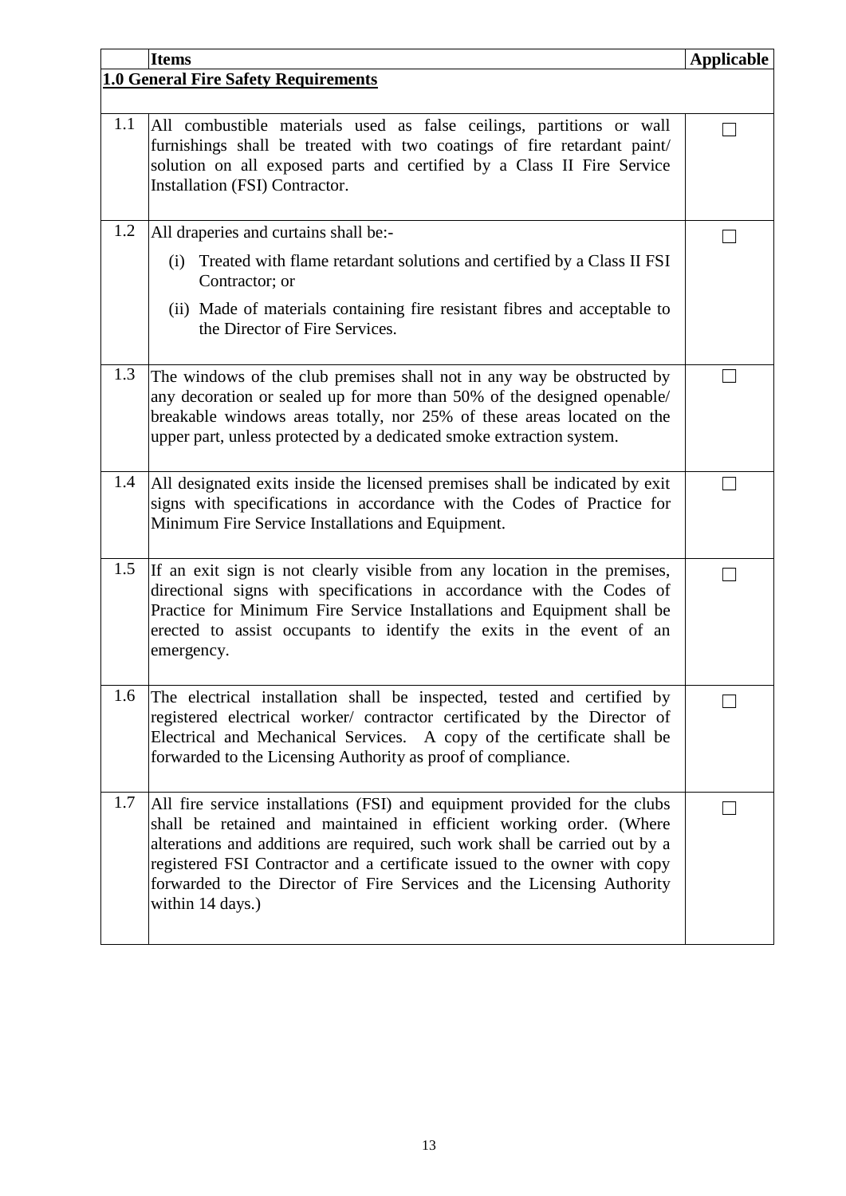| | Items | Applicable |
|---|---|---|
| **1.0 General Fire Safety Requirements** | | |
| 1.1 | All combustible materials used as false ceilings, partitions or wall furnishings shall be treated with two coatings of fire retardant paint/ solution on all exposed parts and certified by a Class II Fire Service Installation (FSI) Contractor. | ☐ |
| 1.2 | All draperies and curtains shall be:- (i) Treated with flame retardant solutions and certified by a Class II FSI Contractor; or (ii) Made of materials containing fire resistant fibres and acceptable to the Director of Fire Services. | ☐ |
| 1.3 | The windows of the club premises shall not in any way be obstructed by any decoration or sealed up for more than 50% of the designed openable/ breakable windows areas totally, nor 25% of these areas located on the upper part, unless protected by a dedicated smoke extraction system. | ☐ |
| 1.4 | All designated exits inside the licensed premises shall be indicated by exit signs with specifications in accordance with the Codes of Practice for Minimum Fire Service Installations and Equipment. | ☐ |
| 1.5 | If an exit sign is not clearly visible from any location in the premises, directional signs with specifications in accordance with the Codes of Practice for Minimum Fire Service Installations and Equipment shall be erected to assist occupants to identify the exits in the event of an emergency. | ☐ |
| 1.6 | The electrical installation shall be inspected, tested and certified by registered electrical worker/ contractor certificated by the Director of Electrical and Mechanical Services. A copy of the certificate shall be forwarded to the Licensing Authority as proof of compliance. | ☐ |
| 1.7 | All fire service installations (FSI) and equipment provided for the clubs shall be retained and maintained in efficient working order. (Where alterations and additions are required, such work shall be carried out by a registered FSI Contractor and a certificate issued to the owner with copy forwarded to the Director of Fire Services and the Licensing Authority within 14 days.) | ☐ |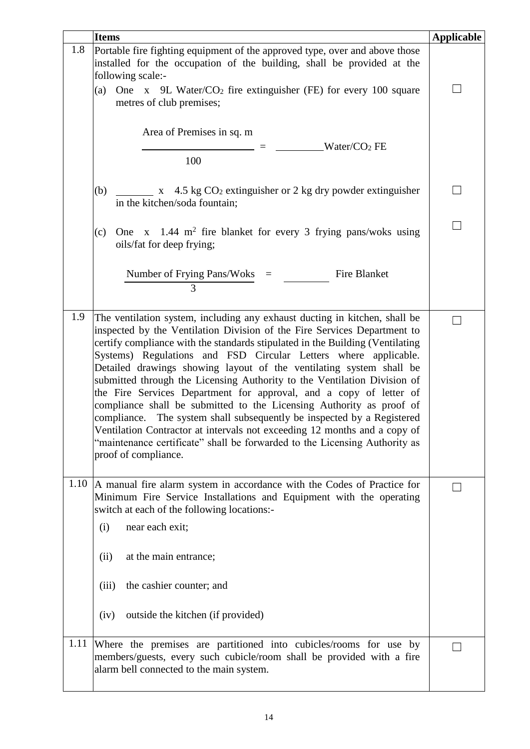|  | Items | Applicable |
|---|---|---|
| 1.8 | Portable fire fighting equipment of the approved type, over and above those installed for the occupation of the building, shall be provided at the following scale:-<br><br>(a) One x 9L Water/$CO_2$ fire extinguisher (FE) for every 100 square metres of club premises;<br><br>$\frac{\text{Area of Premises in sq. m}}{100}$ = \_\_\_\_\_\_\_\_\_Water/$CO_2$ FE<br><br>(b) \_\_\_\_\_\_\_ x 4.5 kg $CO_2$ extinguisher or 2 kg dry powder extinguisher in the kitchen/soda fountain;<br><br>(c) One x 1.44 $m^2$ fire blanket for every 3 frying pans/woks using oils/fat for deep frying;<br><br>$\frac{\text{Number of Frying Pans/Woks}}{3}$ = \_\_\_\_\_\_\_\_\_ Fire Blanket | ☐<br><br>☐<br><br>☐ |
| 1.9 | The ventilation system, including any exhaust ducting in kitchen, shall be inspected by the Ventilation Division of the Fire Services Department to certify compliance with the standards stipulated in the Building (Ventilating Systems) Regulations and FSD Circular Letters where applicable. Detailed drawings showing layout of the ventilating system shall be submitted through the Licensing Authority to the Ventilation Division of the Fire Services Department for approval, and a copy of letter of compliance shall be submitted to the Licensing Authority as proof of compliance. The system shall subsequently be inspected by a Registered Ventilation Contractor at intervals not exceeding 12 months and a copy of "maintenance certificate" shall be forwarded to the Licensing Authority as proof of compliance. | ☐ |
| 1.10 | A manual fire alarm system in accordance with the Codes of Practice for Minimum Fire Service Installations and Equipment with the operating switch at each of the following locations:-<br><br>(i) near each exit;<br><br>(ii) at the main entrance;<br><br>(iii) the cashier counter; and<br><br>(iv) outside the kitchen (if provided) | ☐ |
| 1.11 | Where the premises are partitioned into cubicles/rooms for use by members/guests, every such cubicle/room shall be provided with a fire alarm bell connected to the main system. | ☐ |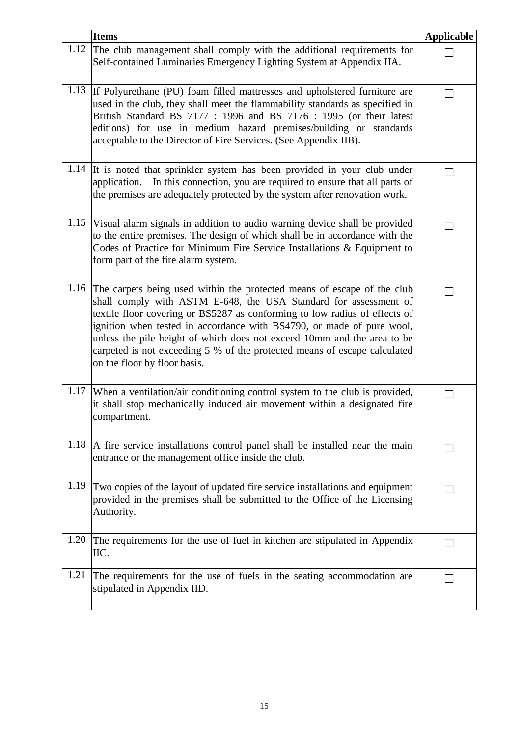| | Items | Applicable |
|---|---|---|
| 1.12 | The club management shall comply with the additional requirements for Self-contained Luminaries Emergency Lighting System at Appendix IIA. | ☐ |
| 1.13 | If Polyurethane (PU) foam filled mattresses and upholstered furniture are used in the club, they shall meet the flammability standards as specified in British Standard BS 7177 : 1996 and BS 7176 : 1995 (or their latest editions) for use in medium hazard premises/building or standards acceptable to the Director of Fire Services. (See Appendix IIB). | ☐ |
| 1.14 | It is noted that sprinkler system has been provided in your club under application. In this connection, you are required to ensure that all parts of the premises are adequately protected by the system after renovation work. | ☐ |
| 1.15 | Visual alarm signals in addition to audio warning device shall be provided to the entire premises. The design of which shall be in accordance with the Codes of Practice for Minimum Fire Service Installations & Equipment to form part of the fire alarm system. | ☐ |
| 1.16 | The carpets being used within the protected means of escape of the club shall comply with ASTM E-648, the USA Standard for assessment of textile floor covering or BS5287 as conforming to low radius of effects of ignition when tested in accordance with BS4790, or made of pure wool, unless the pile height of which does not exceed 10mm and the area to be carpeted is not exceeding 5 % of the protected means of escape calculated on the floor by floor basis. | ☐ |
| 1.17 | When a ventilation/air conditioning control system to the club is provided, it shall stop mechanically induced air movement within a designated fire compartment. | ☐ |
| 1.18 | A fire service installations control panel shall be installed near the main entrance or the management office inside the club. | ☐ |
| 1.19 | Two copies of the layout of updated fire service installations and equipment provided in the premises shall be submitted to the Office of the Licensing Authority. | ☐ |
| 1.20 | The requirements for the use of fuel in kitchen are stipulated in Appendix IIC. | ☐ |
| 1.21 | The requirements for the use of fuels in the seating accommodation are stipulated in Appendix IID. | ☐ |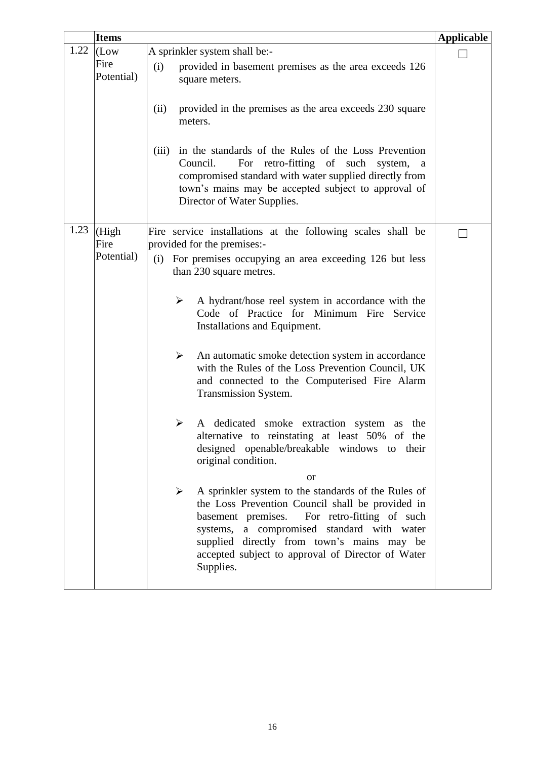|  | Items |  | Applicable |
|---|---|---|---|
| 1.22 | (Low Fire Potential) | A sprinkler system shall be:-<br>(i) provided in basement premises as the area exceeds 126 square meters.<br>(ii) provided in the premises as the area exceeds 230 square meters.<br>(iii) in the standards of the Rules of the Loss Prevention Council. For retro-fitting of such system, a compromised standard with water supplied directly from town's mains may be accepted subject to approval of Director of Water Supplies. | ☐ |
| 1.23 | (High Fire Potential) | Fire service installations at the following scales shall be provided for the premises:-<br>(i) For premises occupying an area exceeding 126 but less than 230 square metres.<br>➢ A hydrant/hose reel system in accordance with the Code of Practice for Minimum Fire Service Installations and Equipment.<br>➢ An automatic smoke detection system in accordance with the Rules of the Loss Prevention Council, UK and connected to the Computerised Fire Alarm Transmission System.<br>➢ A dedicated smoke extraction system as the alternative to reinstating at least 50% of the designed openable/breakable windows to their original condition.<br>or<br>➢ A sprinkler system to the standards of the Rules of the Loss Prevention Council shall be provided in basement premises. For retro-fitting of such systems, a compromised standard with water supplied directly from town's mains may be accepted subject to approval of Director of Water Supplies. | ☐ |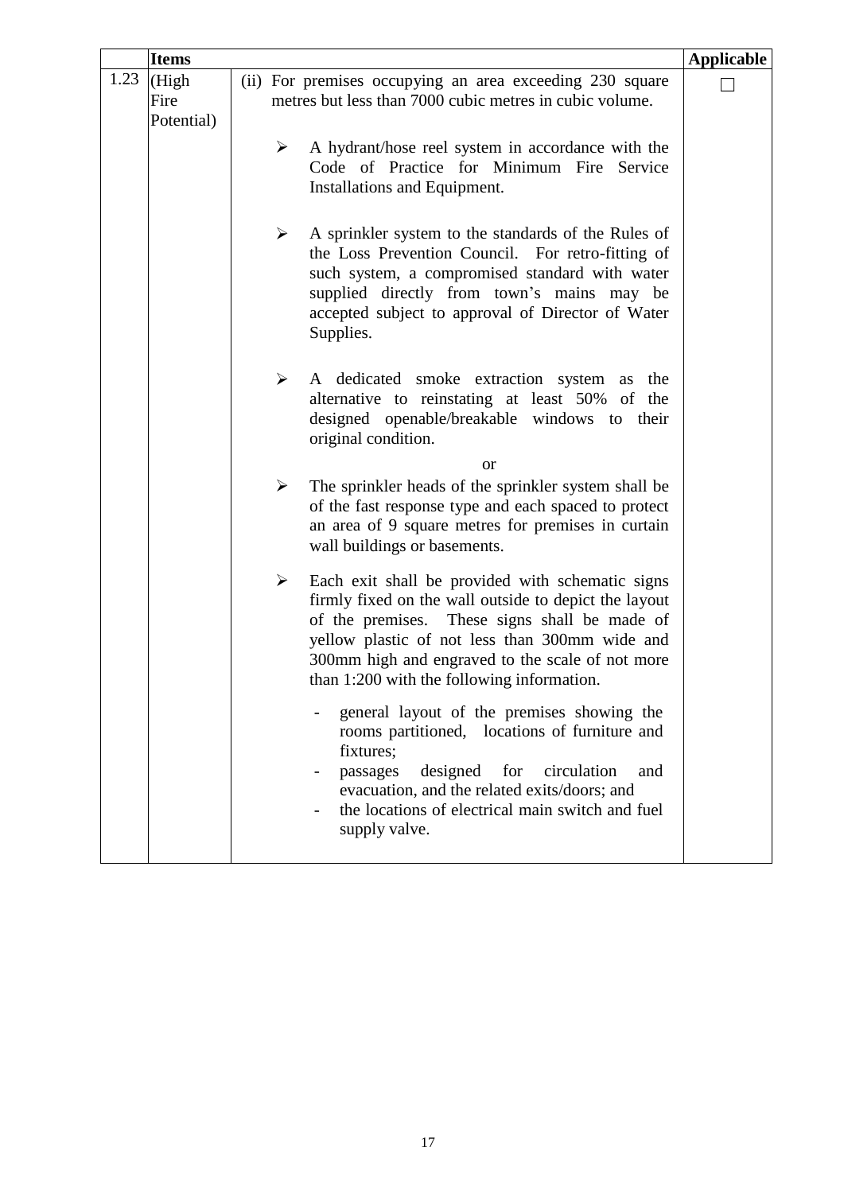| | Items | | Applicable |
|---|---|---|---|
| 1.23 | (High Fire Potential) | (ii) For premises occupying an area exceeding 230 square metres but less than 7000 cubic metres in cubic volume.<br><br>➢ A hydrant/hose reel system in accordance with the Code of Practice for Minimum Fire Service Installations and Equipment.<br><br>➢ A sprinkler system to the standards of the Rules of the Loss Prevention Council. For retro-fitting of such system, a compromised standard with water supplied directly from town's mains may be accepted subject to approval of Director of Water Supplies.<br><br>➢ A dedicated smoke extraction system as the alternative to reinstating at least 50% of the designed openable/breakable windows to their original condition.<br><br>or<br><br>➢ The sprinkler heads of the sprinkler system shall be of the fast response type and each spaced to protect an area of 9 square metres for premises in curtain wall buildings or basements.<br><br>➢ Each exit shall be provided with schematic signs firmly fixed on the wall outside to depict the layout of the premises. These signs shall be made of yellow plastic of not less than 300mm wide and 300mm high and engraved to the scale of not more than 1:200 with the following information.<br><br>- general layout of the premises showing the rooms partitioned, locations of furniture and fixtures;<br>- passages designed for circulation and evacuation, and the related exits/doors; and<br>- the locations of electrical main switch and fuel supply valve. | ☐ |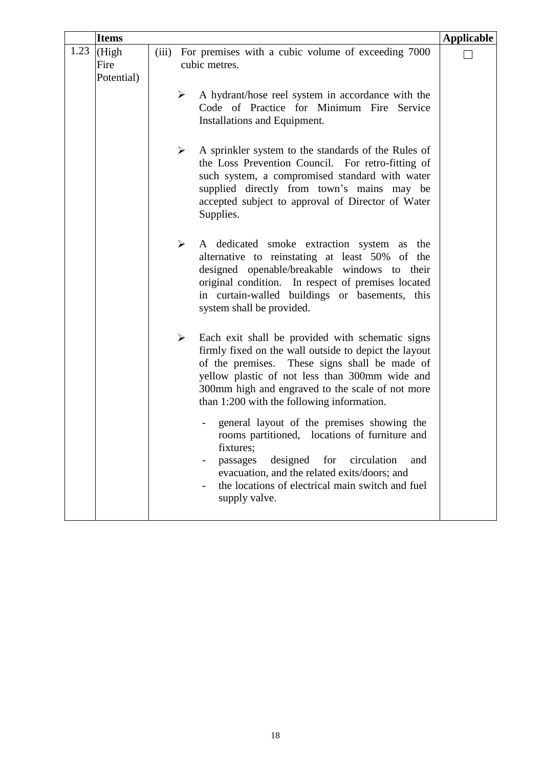| | Items | | Applicable |
|---|---|---|---|
| 1.23 | (High Fire Potential) | (iii) For premises with a cubic volume of exceeding 7000 cubic metres.<br><br>➢ A hydrant/hose reel system in accordance with the Code of Practice for Minimum Fire Service Installations and Equipment.<br><br>➢ A sprinkler system to the standards of the Rules of the Loss Prevention Council. For retro-fitting of such system, a compromised standard with water supplied directly from town's mains may be accepted subject to approval of Director of Water Supplies.<br><br>➢ A dedicated smoke extraction system as the alternative to reinstating at least 50% of the designed openable/breakable windows to their original condition. In respect of premises located in curtain-walled buildings or basements, this system shall be provided.<br><br>➢ Each exit shall be provided with schematic signs firmly fixed on the wall outside to depict the layout of the premises. These signs shall be made of yellow plastic of not less than 300mm wide and 300mm high and engraved to the scale of not more than 1:200 with the following information.<br><br>- general layout of the premises showing the rooms partitioned, locations of furniture and fixtures;<br>- passages designed for circulation and evacuation, and the related exits/doors; and<br>- the locations of electrical main switch and fuel supply valve. | ☐ |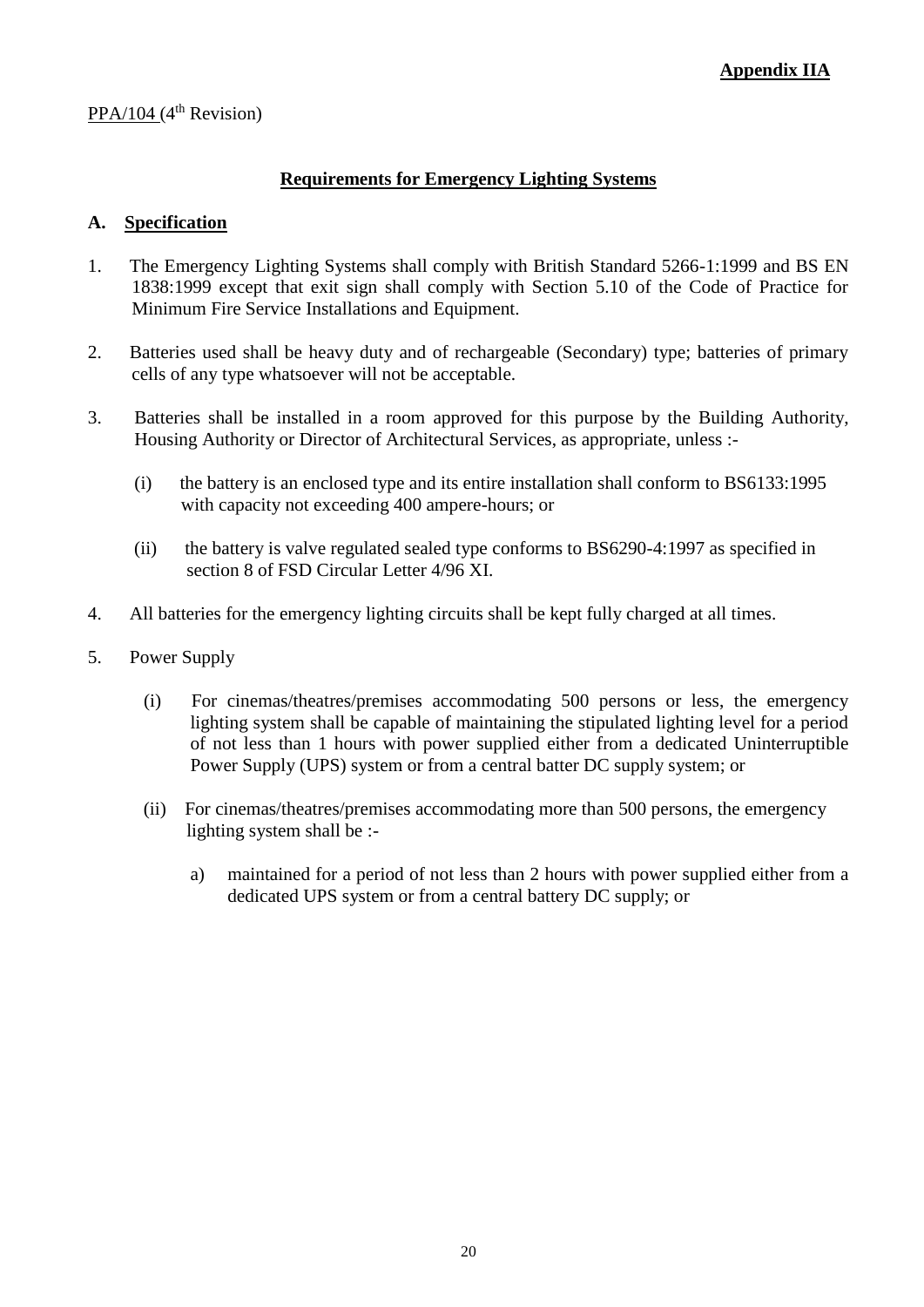**Appendix IIA**

PPA/104 (4th Revision)

## Requirements for Emergency Lighting Systems

### A. Specification

1. The Emergency Lighting Systems shall comply with British Standard 5266-1:1999 and BS EN 1838:1999 except that exit sign shall comply with Section 5.10 of the Code of Practice for Minimum Fire Service Installations and Equipment.

2. Batteries used shall be heavy duty and of rechargeable (Secondary) type; batteries of primary cells of any type whatsoever will not be acceptable.

3. Batteries shall be installed in a room approved for this purpose by the Building Authority, Housing Authority or Director of Architectural Services, as appropriate, unless :-

   (i) the battery is an enclosed type and its entire installation shall conform to BS6133:1995 with capacity not exceeding 400 ampere-hours; or

   (ii) the battery is valve regulated sealed type conforms to BS6290-4:1997 as specified in section 8 of FSD Circular Letter 4/96 XI.

4. All batteries for the emergency lighting circuits shall be kept fully charged at all times.

5. Power Supply

   (i) For cinemas/theatres/premises accommodating 500 persons or less, the emergency lighting system shall be capable of maintaining the stipulated lighting level for a period of not less than 1 hours with power supplied either from a dedicated Uninterruptible Power Supply (UPS) system or from a central batter DC supply system; or

   (ii) For cinemas/theatres/premises accommodating more than 500 persons, the emergency lighting system shall be :-

      a) maintained for a period of not less than 2 hours with power supplied either from a dedicated UPS system or from a central battery DC supply; or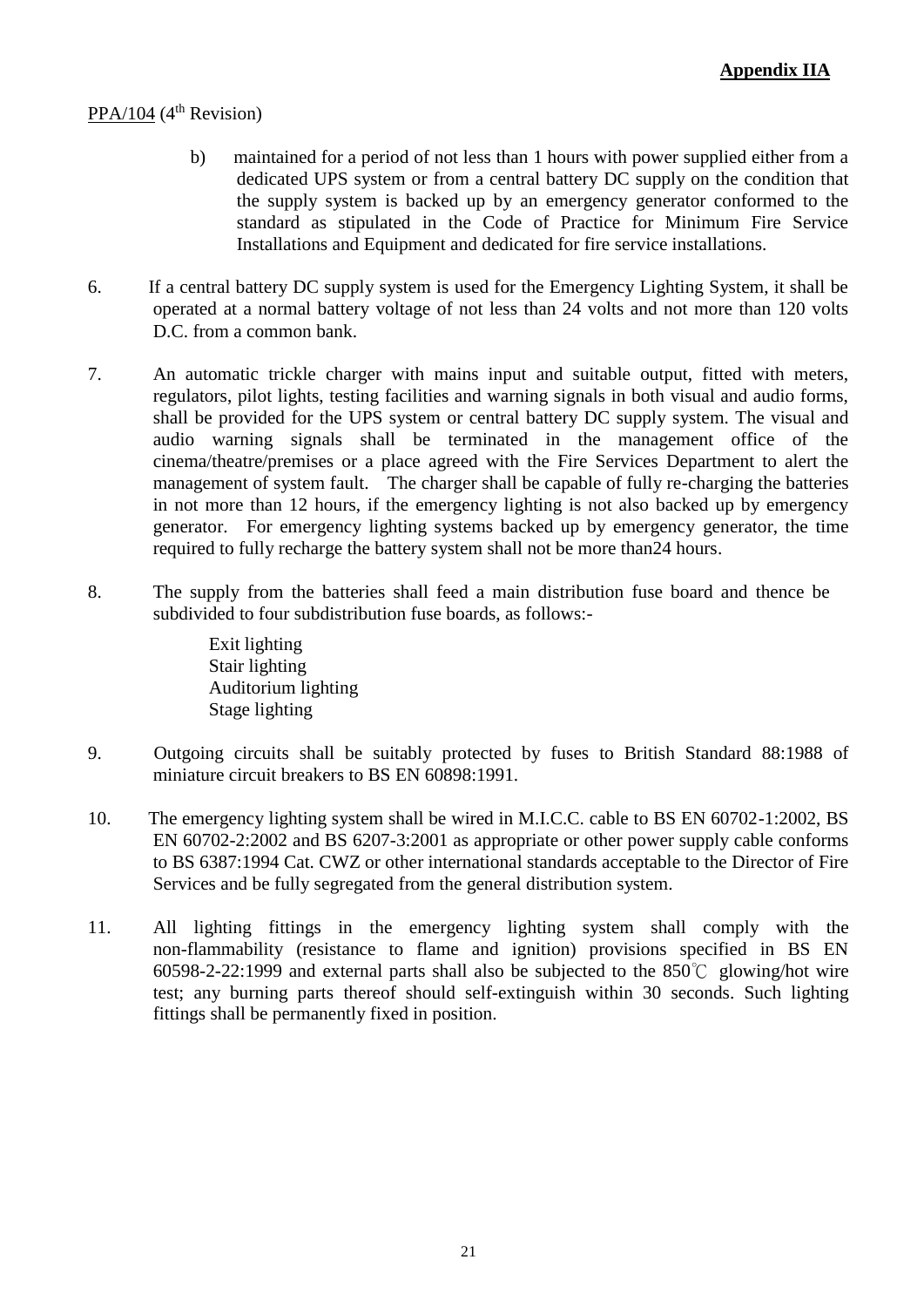**Appendix IIA**

PPA/104 (4th Revision)

b) maintained for a period of not less than 1 hours with power supplied either from a dedicated UPS system or from a central battery DC supply on the condition that the supply system is backed up by an emergency generator conformed to the standard as stipulated in the Code of Practice for Minimum Fire Service Installations and Equipment and dedicated for fire service installations.

6. If a central battery DC supply system is used for the Emergency Lighting System, it shall be operated at a normal battery voltage of not less than 24 volts and not more than 120 volts D.C. from a common bank.

7. An automatic trickle charger with mains input and suitable output, fitted with meters, regulators, pilot lights, testing facilities and warning signals in both visual and audio forms, shall be provided for the UPS system or central battery DC supply system. The visual and audio warning signals shall be terminated in the management office of the cinema/theatre/premises or a place agreed with the Fire Services Department to alert the management of system fault. The charger shall be capable of fully re-charging the batteries in not more than 12 hours, if the emergency lighting is not also backed up by emergency generator. For emergency lighting systems backed up by emergency generator, the time required to fully recharge the battery system shall not be more than24 hours.

8. The supply from the batteries shall feed a main distribution fuse board and thence be subdivided to four subdistribution fuse boards, as follows:-

   Exit lighting
   Stair lighting
   Auditorium lighting
   Stage lighting

9. Outgoing circuits shall be suitably protected by fuses to British Standard 88:1988 of miniature circuit breakers to BS EN 60898:1991.

10. The emergency lighting system shall be wired in M.I.C.C. cable to BS EN 60702-1:2002, BS EN 60702-2:2002 and BS 6207-3:2001 as appropriate or other power supply cable conforms to BS 6387:1994 Cat. CWZ or other international standards acceptable to the Director of Fire Services and be fully segregated from the general distribution system.

11. All lighting fittings in the emergency lighting system shall comply with the non-flammability (resistance to flame and ignition) provisions specified in BS EN 60598-2-22:1999 and external parts shall also be subjected to the 850℃ glowing/hot wire test; any burning parts thereof should self-extinguish within 30 seconds. Such lighting fittings shall be permanently fixed in position.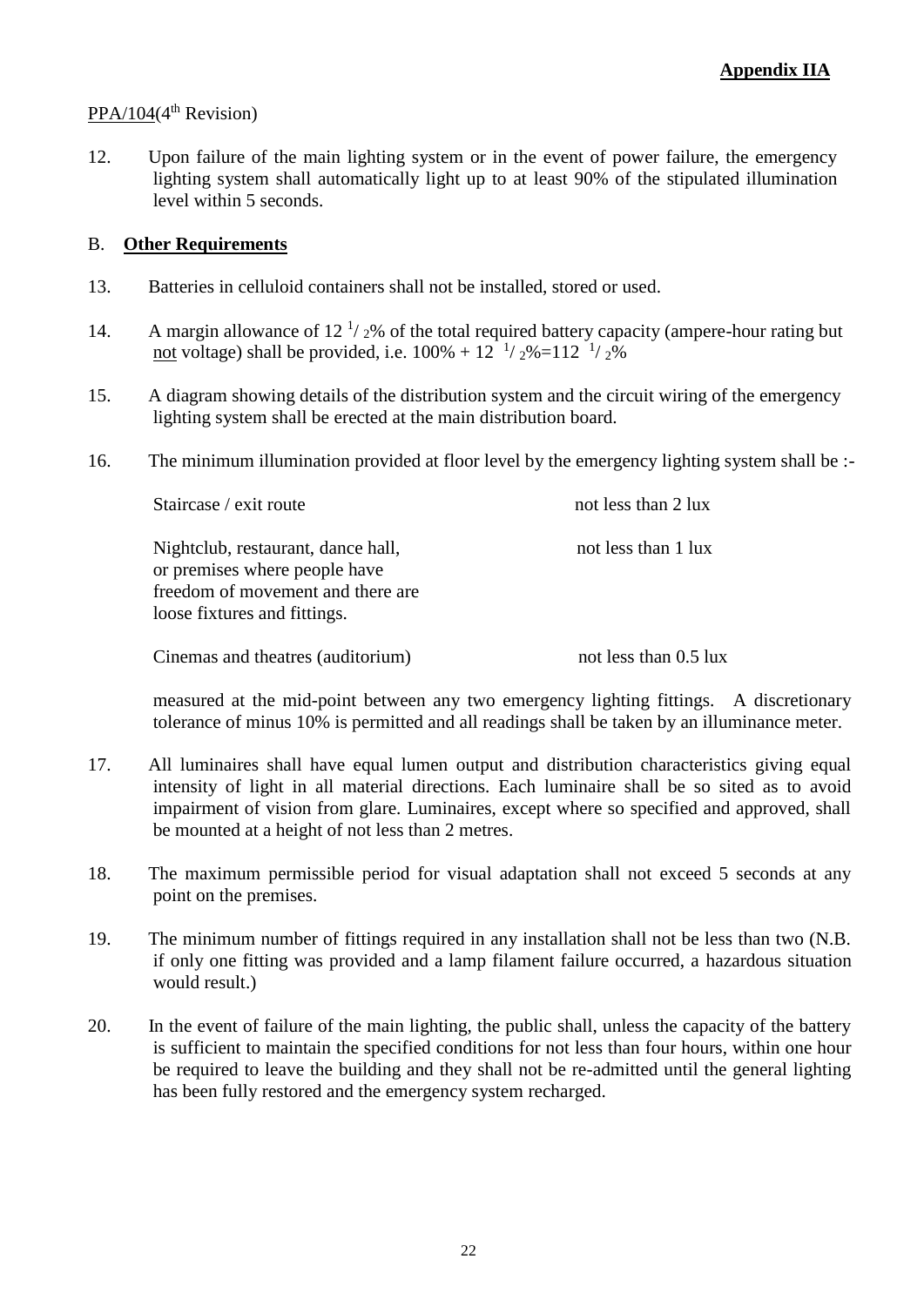**Appendix IIA**

PPA/104(4th Revision)

12. Upon failure of the main lighting system or in the event of power failure, the emergency lighting system shall automatically light up to at least 90% of the stipulated illumination level within 5 seconds.

B. **Other Requirements**

13. Batteries in celluloid containers shall not be installed, stored or used.

14. A margin allowance of 12 ½% of the total required battery capacity (ampere-hour rating but not voltage) shall be provided, i.e. 100% + 12 ½%=112 ½%

15. A diagram showing details of the distribution system and the circuit wiring of the emergency lighting system shall be erected at the main distribution board.

16. The minimum illumination provided at floor level by the emergency lighting system shall be :-

| | |
|---|---|
| Staircase / exit route | not less than 2 lux |
| Nightclub, restaurant, dance hall, or premises where people have freedom of movement and there are loose fixtures and fittings. | not less than 1 lux |
| Cinemas and theatres (auditorium) | not less than 0.5 lux |

measured at the mid-point between any two emergency lighting fittings. A discretionary tolerance of minus 10% is permitted and all readings shall be taken by an illuminance meter.

17. All luminaires shall have equal lumen output and distribution characteristics giving equal intensity of light in all material directions. Each luminaire shall be so sited as to avoid impairment of vision from glare. Luminaires, except where so specified and approved, shall be mounted at a height of not less than 2 metres.

18. The maximum permissible period for visual adaptation shall not exceed 5 seconds at any point on the premises.

19. The minimum number of fittings required in any installation shall not be less than two (N.B. if only one fitting was provided and a lamp filament failure occurred, a hazardous situation would result.)

20. In the event of failure of the main lighting, the public shall, unless the capacity of the battery is sufficient to maintain the specified conditions for not less than four hours, within one hour be required to leave the building and they shall not be re-admitted until the general lighting has been fully restored and the emergency system recharged.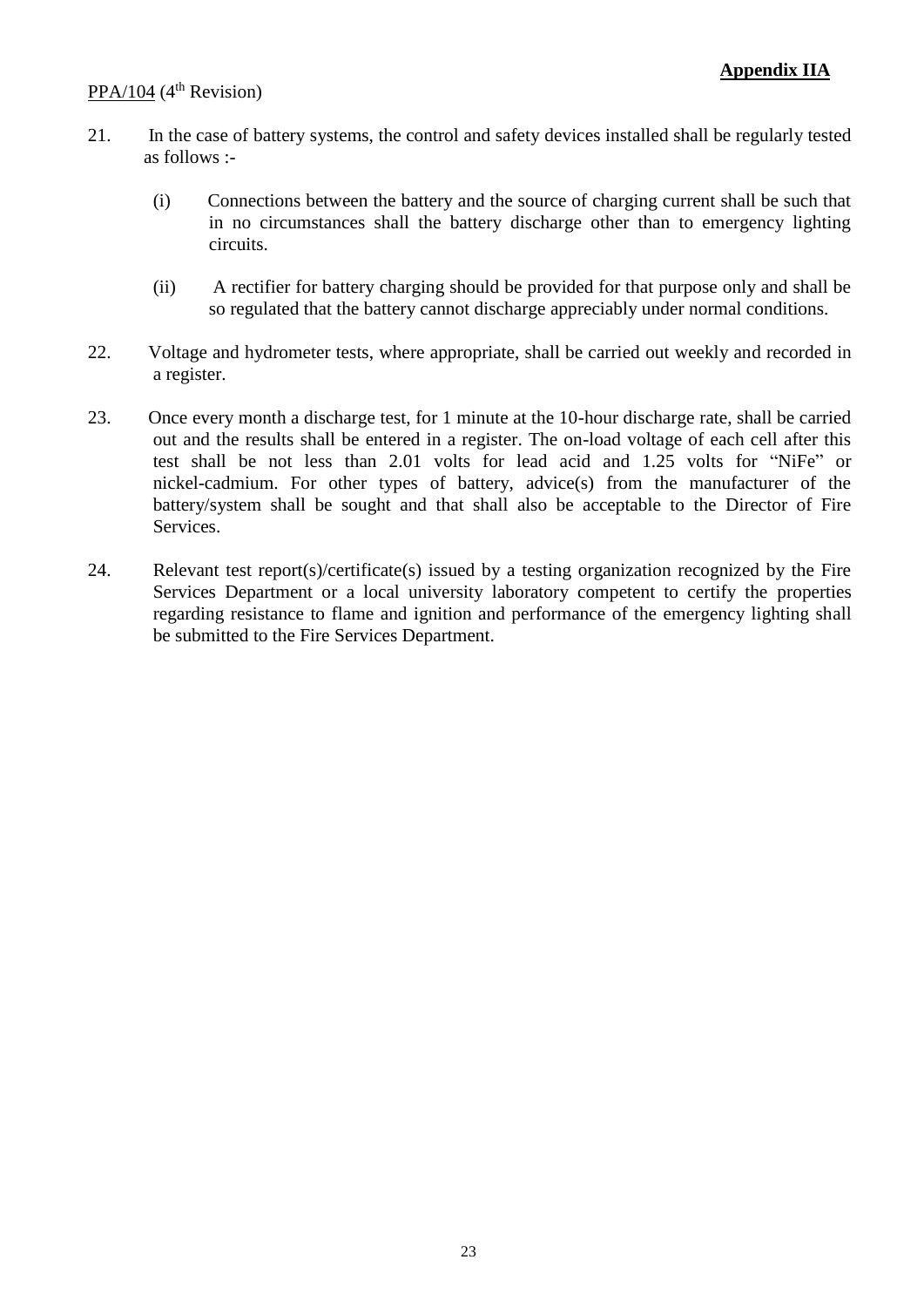**Appendix IIA**

PPA/104 (4th Revision)

21. In the case of battery systems, the control and safety devices installed shall be regularly tested as follows :-

    (i) Connections between the battery and the source of charging current shall be such that in no circumstances shall the battery discharge other than to emergency lighting circuits.

    (ii) A rectifier for battery charging should be provided for that purpose only and shall be so regulated that the battery cannot discharge appreciably under normal conditions.

22. Voltage and hydrometer tests, where appropriate, shall be carried out weekly and recorded in a register.

23. Once every month a discharge test, for 1 minute at the 10-hour discharge rate, shall be carried out and the results shall be entered in a register. The on-load voltage of each cell after this test shall be not less than 2.01 volts for lead acid and 1.25 volts for "NiFe" or nickel-cadmium. For other types of battery, advice(s) from the manufacturer of the battery/system shall be sought and that shall also be acceptable to the Director of Fire Services.

24. Relevant test report(s)/certificate(s) issued by a testing organization recognized by the Fire Services Department or a local university laboratory competent to certify the properties regarding resistance to flame and ignition and performance of the emergency lighting shall be submitted to the Fire Services Department.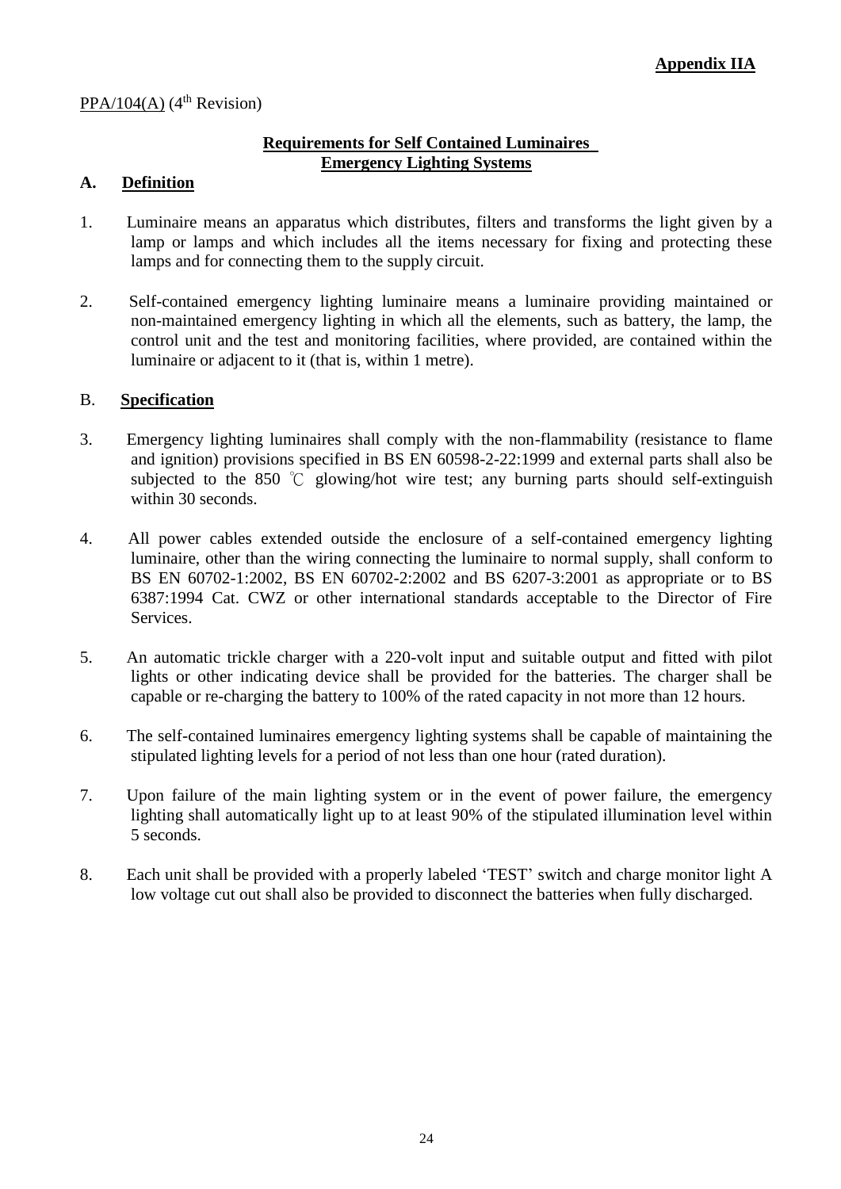**Appendix IIA**

PPA/104(A) (4th Revision)

## Requirements for Self Contained Luminaires Emergency Lighting Systems

### A. Definition

1. Luminaire means an apparatus which distributes, filters and transforms the light given by a lamp or lamps and which includes all the items necessary for fixing and protecting these lamps and for connecting them to the supply circuit.

2. Self-contained emergency lighting luminaire means a luminaire providing maintained or non-maintained emergency lighting in which all the elements, such as battery, the lamp, the control unit and the test and monitoring facilities, where provided, are contained within the luminaire or adjacent to it (that is, within 1 metre).

### B. Specification

3. Emergency lighting luminaires shall comply with the non-flammability (resistance to flame and ignition) provisions specified in BS EN 60598-2-22:1999 and external parts shall also be subjected to the 850 ℃ glowing/hot wire test; any burning parts should self-extinguish within 30 seconds.

4. All power cables extended outside the enclosure of a self-contained emergency lighting luminaire, other than the wiring connecting the luminaire to normal supply, shall conform to BS EN 60702-1:2002, BS EN 60702-2:2002 and BS 6207-3:2001 as appropriate or to BS 6387:1994 Cat. CWZ or other international standards acceptable to the Director of Fire Services.

5. An automatic trickle charger with a 220-volt input and suitable output and fitted with pilot lights or other indicating device shall be provided for the batteries. The charger shall be capable or re-charging the battery to 100% of the rated capacity in not more than 12 hours.

6. The self-contained luminaires emergency lighting systems shall be capable of maintaining the stipulated lighting levels for a period of not less than one hour (rated duration).

7. Upon failure of the main lighting system or in the event of power failure, the emergency lighting shall automatically light up to at least 90% of the stipulated illumination level within 5 seconds.

8. Each unit shall be provided with a properly labeled 'TEST' switch and charge monitor light A low voltage cut out shall also be provided to disconnect the batteries when fully discharged.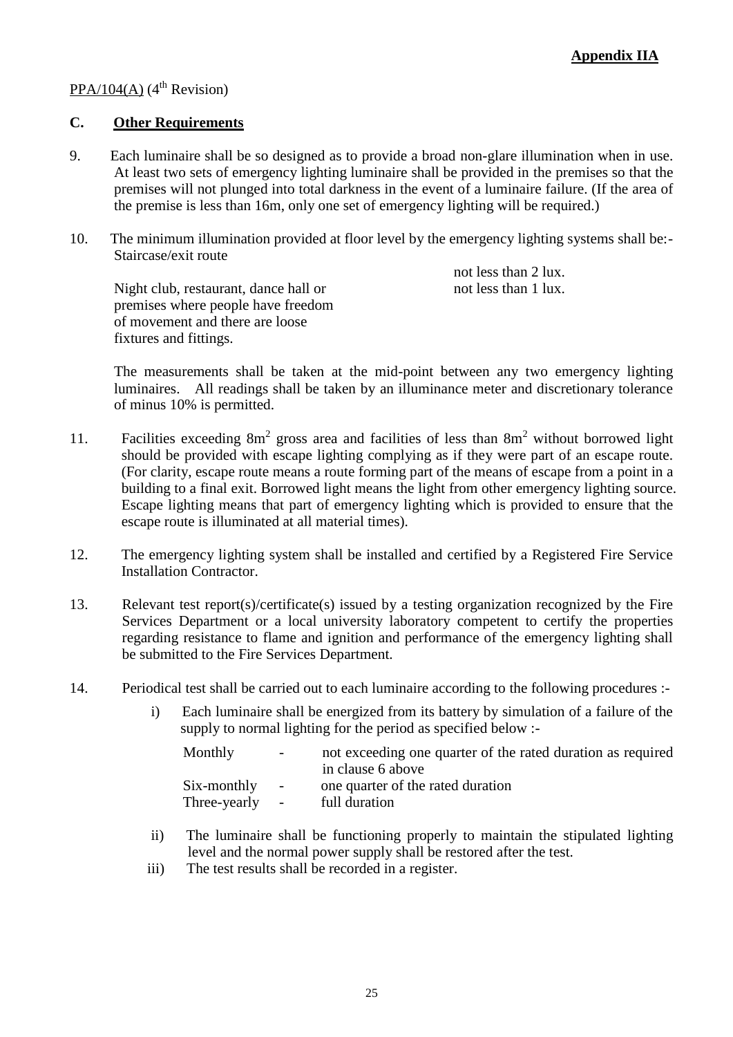**Appendix IIA**

PPA/104(A) (4th Revision)

## C. Other Requirements

9. Each luminaire shall be so designed as to provide a broad non-glare illumination when in use. At least two sets of emergency lighting luminaire shall be provided in the premises so that the premises will not plunged into total darkness in the event of a luminaire failure. (If the area of the premise is less than 16m, only one set of emergency lighting will be required.)

10. The minimum illumination provided at floor level by the emergency lighting systems shall be:-

| | |
|---|---|
| Staircase/exit route | not less than 2 lux. |
| Night club, restaurant, dance hall or premises where people have freedom of movement and there are loose fixtures and fittings. | not less than 1 lux. |

The measurements shall be taken at the mid-point between any two emergency lighting luminaires. All readings shall be taken by an illuminance meter and discretionary tolerance of minus 10% is permitted.

11. Facilities exceeding $8m^2$ gross area and facilities of less than $8m^2$ without borrowed light should be provided with escape lighting complying as if they were part of an escape route. (For clarity, escape route means a route forming part of the means of escape from a point in a building to a final exit. Borrowed light means the light from other emergency lighting source. Escape lighting means that part of emergency lighting which is provided to ensure that the escape route is illuminated at all material times).

12. The emergency lighting system shall be installed and certified by a Registered Fire Service Installation Contractor.

13. Relevant test report(s)/certificate(s) issued by a testing organization recognized by the Fire Services Department or a local university laboratory competent to certify the properties regarding resistance to flame and ignition and performance of the emergency lighting shall be submitted to the Fire Services Department.

14. Periodical test shall be carried out to each luminaire according to the following procedures :-

   i) Each luminaire shall be energized from its battery by simulation of a failure of the supply to normal lighting for the period as specified below :-

   | | | |
   |---|---|---|
   | Monthly | - | not exceeding one quarter of the rated duration as required in clause 6 above |
   | Six-monthly | - | one quarter of the rated duration |
   | Three-yearly | - | full duration |

   ii) The luminaire shall be functioning properly to maintain the stipulated lighting level and the normal power supply shall be restored after the test.

   iii) The test results shall be recorded in a register.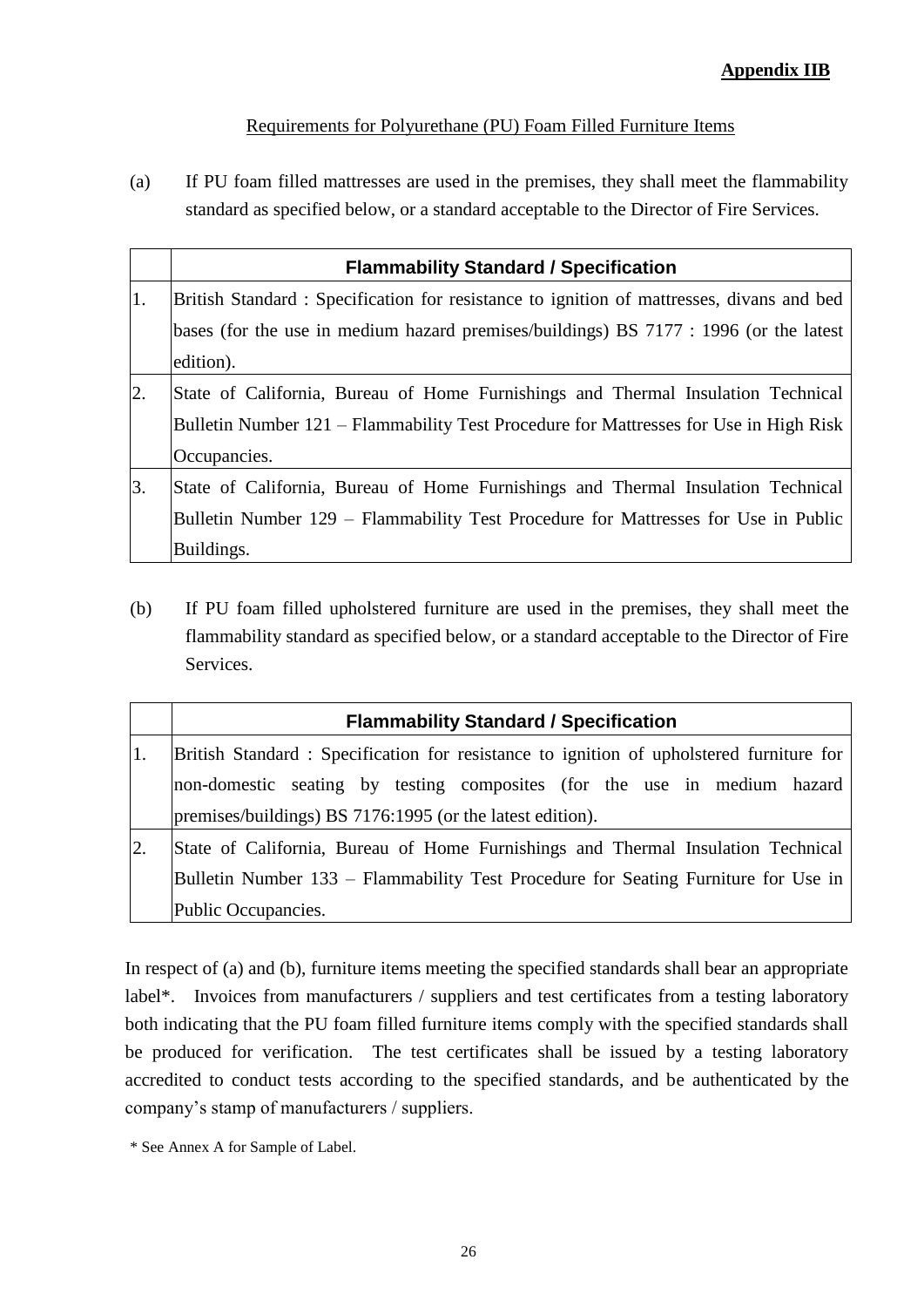**Appendix IIB**

Requirements for Polyurethane (PU) Foam Filled Furniture Items

(a) If PU foam filled mattresses are used in the premises, they shall meet the flammability standard as specified below, or a standard acceptable to the Director of Fire Services.

| | **Flammability Standard / Specification** |
|---|---|
| 1. | British Standard : Specification for resistance to ignition of mattresses, divans and bed bases (for the use in medium hazard premises/buildings) BS 7177 : 1996 (or the latest edition). |
| 2. | State of California, Bureau of Home Furnishings and Thermal Insulation Technical Bulletin Number 121 – Flammability Test Procedure for Mattresses for Use in High Risk Occupancies. |
| 3. | State of California, Bureau of Home Furnishings and Thermal Insulation Technical Bulletin Number 129 – Flammability Test Procedure for Mattresses for Use in Public Buildings. |

(b) If PU foam filled upholstered furniture are used in the premises, they shall meet the flammability standard as specified below, or a standard acceptable to the Director of Fire Services.

| | **Flammability Standard / Specification** |
|---|---|
| 1. | British Standard : Specification for resistance to ignition of upholstered furniture for non-domestic seating by testing composites (for the use in medium hazard premises/buildings) BS 7176:1995 (or the latest edition). |
| 2. | State of California, Bureau of Home Furnishings and Thermal Insulation Technical Bulletin Number 133 – Flammability Test Procedure for Seating Furniture for Use in Public Occupancies. |

In respect of (a) and (b), furniture items meeting the specified standards shall bear an appropriate label*. Invoices from manufacturers / suppliers and test certificates from a testing laboratory both indicating that the PU foam filled furniture items comply with the specified standards shall be produced for verification. The test certificates shall be issued by a testing laboratory accredited to conduct tests according to the specified standards, and be authenticated by the company's stamp of manufacturers / suppliers.

\* See Annex A for Sample of Label.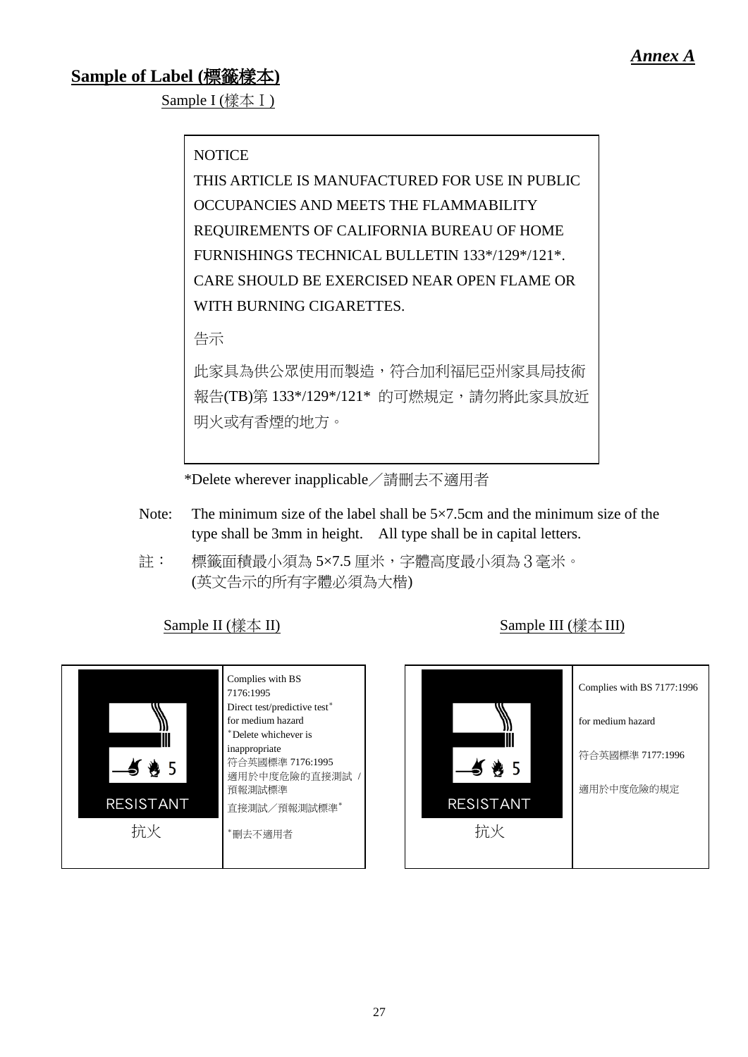*Annex A*

## Sample of Label (標籤樣本)

Sample I (樣本Ｉ)

> NOTICE
>
> THIS ARTICLE IS MANUFACTURED FOR USE IN PUBLIC OCCUPANCIES AND MEETS THE FLAMMABILITY REQUIREMENTS OF CALIFORNIA BUREAU OF HOME FURNISHINGS TECHNICAL BULLETIN 133*/129*/121*. CARE SHOULD BE EXERCISED NEAR OPEN FLAME OR WITH BURNING CIGARETTES.
>
> 告示
>
> 此家具為供公眾使用而製造，符合加利福尼亞州家具局技術報告(TB)第 133*/129*/121* 的可燃規定，請勿將此家具放近明火或有香煙的地方。

*Delete wherever inapplicable／請刪去不適用者

Note: The minimum size of the label shall be 5×7.5cm and the minimum size of the type shall be 3mm in height. All type shall be in capital letters.

註： 標籤面積最小須為 5×7.5 厘米，字體高度最小須為３毫米。(英文告示的所有字體必須為大楷)

Sample II (樣本 II)

| 5 RESISTANT 抗火 | Complies with BS 7176:1995 Direct test/predictive test* for medium hazard *Delete whichever is inappropriate 符合英國標準 7176:1995 適用於中度危險的直接測試 / 預報測試標準 直接測試／預報測試標準* *刪去不適用者 |
|---|---|

Sample III (樣本 III)

| 5 RESISTANT 抗火 | Complies with BS 7177:1996 for medium hazard 符合英國標準 7177:1996 適用於中度危險的規定 |
|---|---|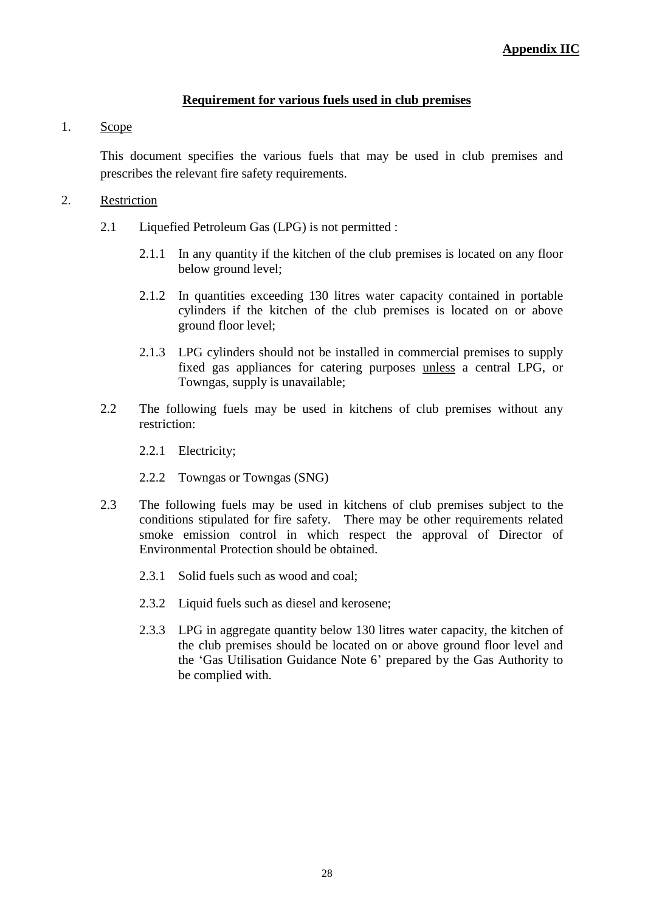**Appendix IIC**

## Requirement for various fuels used in club premises

1. Scope

   This document specifies the various fuels that may be used in club premises and prescribes the relevant fire safety requirements.

2. Restriction

   2.1 Liquefied Petroleum Gas (LPG) is not permitted :

   2.1.1 In any quantity if the kitchen of the club premises is located on any floor below ground level;

   2.1.2 In quantities exceeding 130 litres water capacity contained in portable cylinders if the kitchen of the club premises is located on or above ground floor level;

   2.1.3 LPG cylinders should not be installed in commercial premises to supply fixed gas appliances for catering purposes unless a central LPG, or Towngas, supply is unavailable;

   2.2 The following fuels may be used in kitchens of club premises without any restriction:

   2.2.1 Electricity;

   2.2.2 Towngas or Towngas (SNG)

   2.3 The following fuels may be used in kitchens of club premises subject to the conditions stipulated for fire safety. There may be other requirements related smoke emission control in which respect the approval of Director of Environmental Protection should be obtained.

   2.3.1 Solid fuels such as wood and coal;

   2.3.2 Liquid fuels such as diesel and kerosene;

   2.3.3 LPG in aggregate quantity below 130 litres water capacity, the kitchen of the club premises should be located on or above ground floor level and the 'Gas Utilisation Guidance Note 6' prepared by the Gas Authority to be complied with.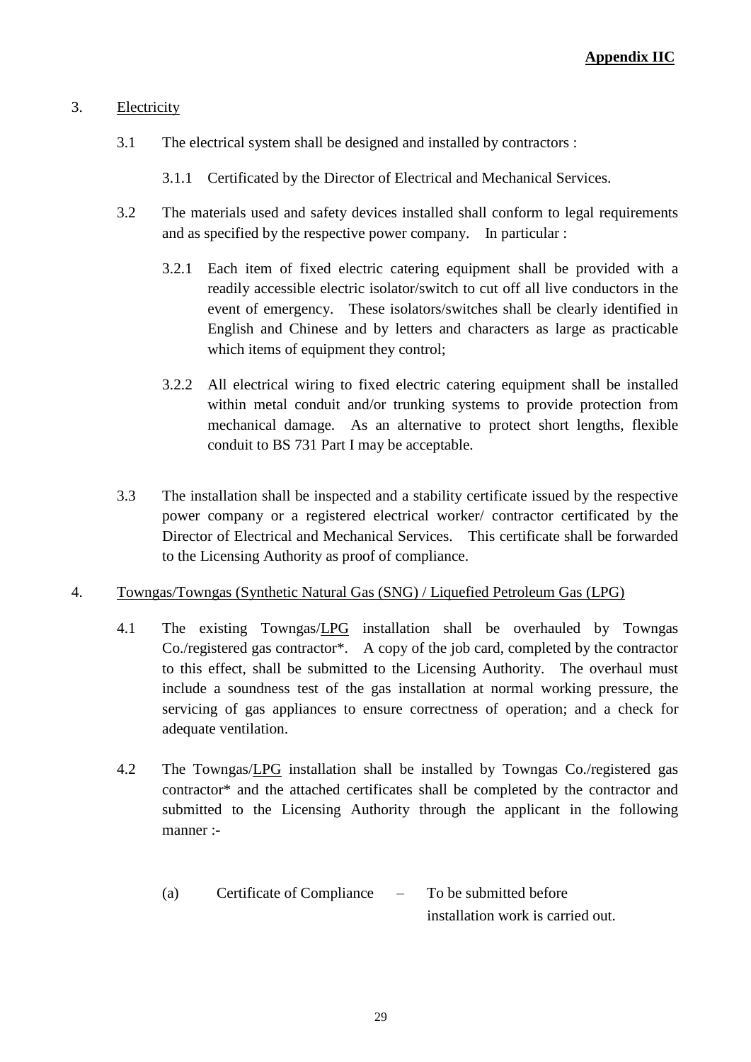**Appendix IIC**

3. <u>Electricity</u>

   3.1 The electrical system shall be designed and installed by contractors :

      3.1.1 Certificated by the Director of Electrical and Mechanical Services.

   3.2 The materials used and safety devices installed shall conform to legal requirements and as specified by the respective power company. In particular :

      3.2.1 Each item of fixed electric catering equipment shall be provided with a readily accessible electric isolator/switch to cut off all live conductors in the event of emergency. These isolators/switches shall be clearly identified in English and Chinese and by letters and characters as large as practicable which items of equipment they control;

      3.2.2 All electrical wiring to fixed electric catering equipment shall be installed within metal conduit and/or trunking systems to provide protection from mechanical damage. As an alternative to protect short lengths, flexible conduit to BS 731 Part I may be acceptable.

   3.3 The installation shall be inspected and a stability certificate issued by the respective power company or a registered electrical worker/ contractor certificated by the Director of Electrical and Mechanical Services. This certificate shall be forwarded to the Licensing Authority as proof of compliance.

4. <u>Towngas/Towngas (Synthetic Natural Gas (SNG) / Liquefied Petroleum Gas (LPG)</u>

   4.1 The existing Towngas/<u>LPG</u> installation shall be overhauled by Towngas Co./registered gas contractor*. A copy of the job card, completed by the contractor to this effect, shall be submitted to the Licensing Authority. The overhaul must include a soundness test of the gas installation at normal working pressure, the servicing of gas appliances to ensure correctness of operation; and a check for adequate ventilation.

   4.2 The Towngas/<u>LPG</u> installation shall be installed by Towngas Co./registered gas contractor* and the attached certificates shall be completed by the contractor and submitted to the Licensing Authority through the applicant in the following manner :-

      (a) Certificate of Compliance – To be submitted before installation work is carried out.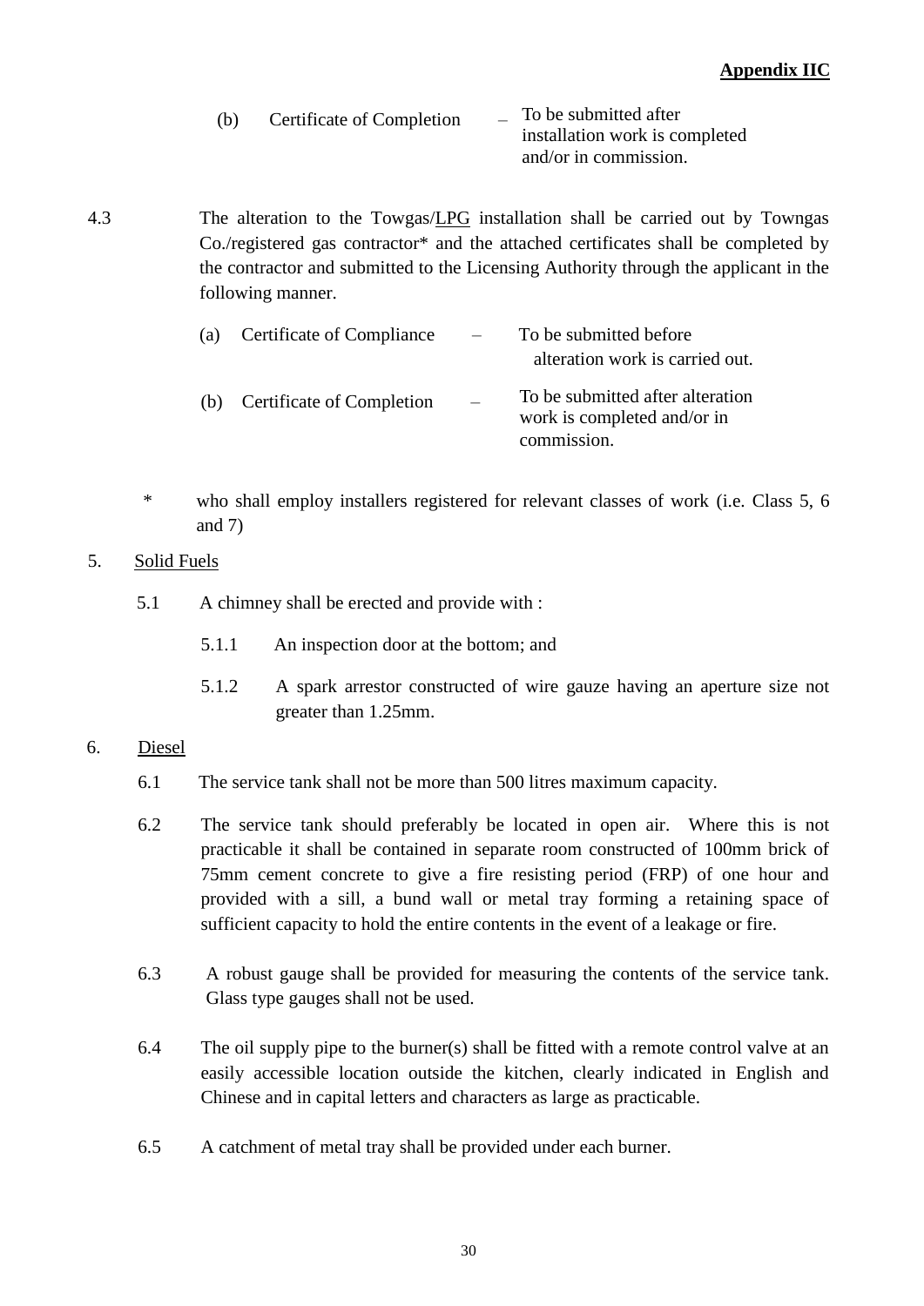**Appendix IIC**

(b) Certificate of Completion – To be submitted after installation work is completed and/or in commission.

4.3 The alteration to the Towgas/LPG installation shall be carried out by Towngas Co./registered gas contractor* and the attached certificates shall be completed by the contractor and submitted to the Licensing Authority through the applicant in the following manner.

(a) Certificate of Compliance – To be submitted before alteration work is carried out.

(b) Certificate of Completion – To be submitted after alteration work is completed and/or in commission.

\* who shall employ installers registered for relevant classes of work (i.e. Class 5, 6 and 7)

5. Solid Fuels

5.1 A chimney shall be erected and provide with :

5.1.1 An inspection door at the bottom; and

5.1.2 A spark arrestor constructed of wire gauze having an aperture size not greater than 1.25mm.

6. Diesel

6.1 The service tank shall not be more than 500 litres maximum capacity.

6.2 The service tank should preferably be located in open air. Where this is not practicable it shall be contained in separate room constructed of 100mm brick of 75mm cement concrete to give a fire resisting period (FRP) of one hour and provided with a sill, a bund wall or metal tray forming a retaining space of sufficient capacity to hold the entire contents in the event of a leakage or fire.

6.3 A robust gauge shall be provided for measuring the contents of the service tank. Glass type gauges shall not be used.

6.4 The oil supply pipe to the burner(s) shall be fitted with a remote control valve at an easily accessible location outside the kitchen, clearly indicated in English and Chinese and in capital letters and characters as large as practicable.

6.5 A catchment of metal tray shall be provided under each burner.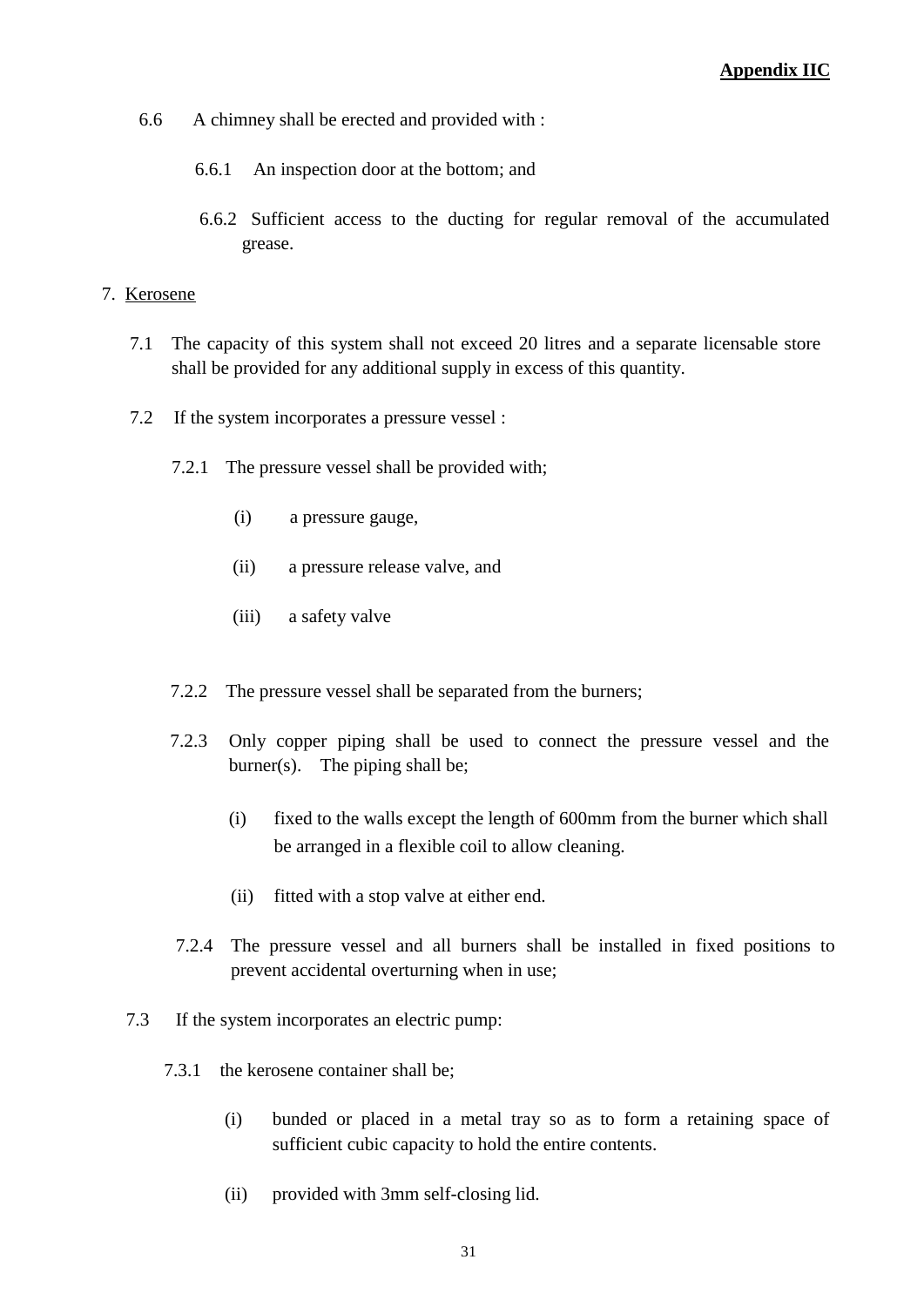6.6 A chimney shall be erected and provided with :

6.6.1 An inspection door at the bottom; and

6.6.2 Sufficient access to the ducting for regular removal of the accumulated grease.

7. Kerosene

7.1 The capacity of this system shall not exceed 20 litres and a separate licensable store shall be provided for any additional supply in excess of this quantity.

7.2 If the system incorporates a pressure vessel :

7.2.1 The pressure vessel shall be provided with;

(i) a pressure gauge,

(ii) a pressure release valve, and

(iii) a safety valve

7.2.2 The pressure vessel shall be separated from the burners;

7.2.3 Only copper piping shall be used to connect the pressure vessel and the burner(s). The piping shall be;

(i) fixed to the walls except the length of 600mm from the burner which shall be arranged in a flexible coil to allow cleaning.

(ii) fitted with a stop valve at either end.

7.2.4 The pressure vessel and all burners shall be installed in fixed positions to prevent accidental overturning when in use;

7.3 If the system incorporates an electric pump:

7.3.1 the kerosene container shall be;

(i) bunded or placed in a metal tray so as to form a retaining space of sufficient cubic capacity to hold the entire contents.

(ii) provided with 3mm self-closing lid.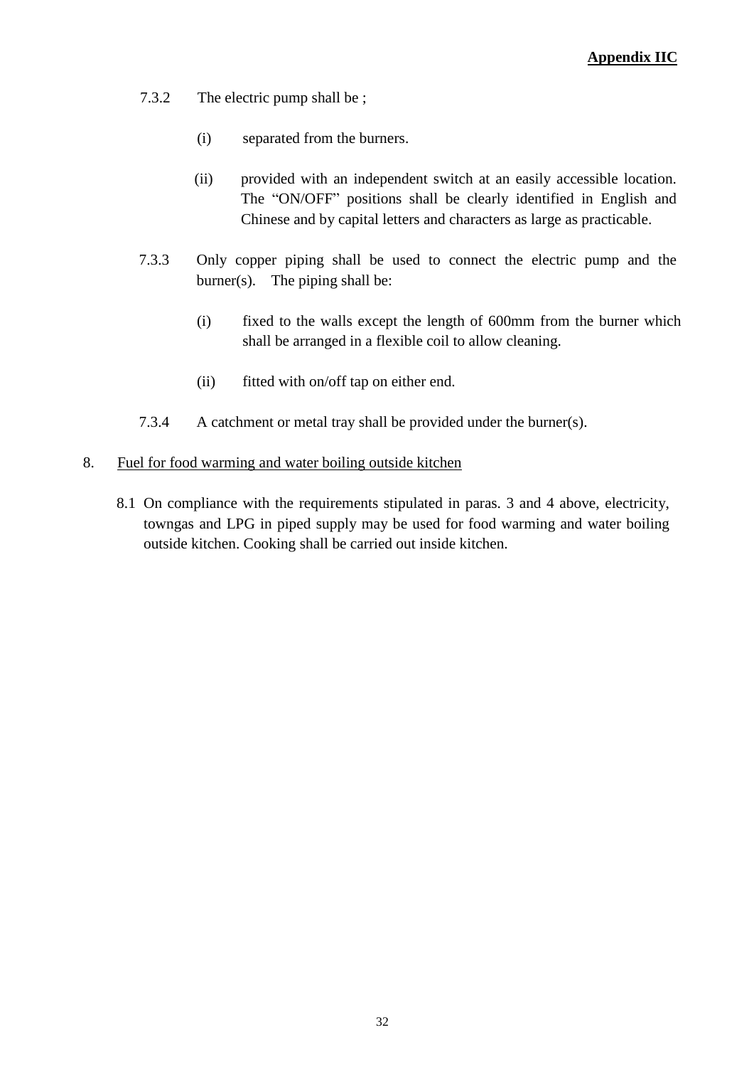**Appendix IIC**

7.3.2 The electric pump shall be ;

(i) separated from the burners.

(ii) provided with an independent switch at an easily accessible location. The "ON/OFF" positions shall be clearly identified in English and Chinese and by capital letters and characters as large as practicable.

7.3.3 Only copper piping shall be used to connect the electric pump and the burner(s). The piping shall be:

(i) fixed to the walls except the length of 600mm from the burner which shall be arranged in a flexible coil to allow cleaning.

(ii) fitted with on/off tap on either end.

7.3.4 A catchment or metal tray shall be provided under the burner(s).

8. <u>Fuel for food warming and water boiling outside kitchen</u>

8.1 On compliance with the requirements stipulated in paras. 3 and 4 above, electricity, towngas and LPG in piped supply may be used for food warming and water boiling outside kitchen. Cooking shall be carried out inside kitchen.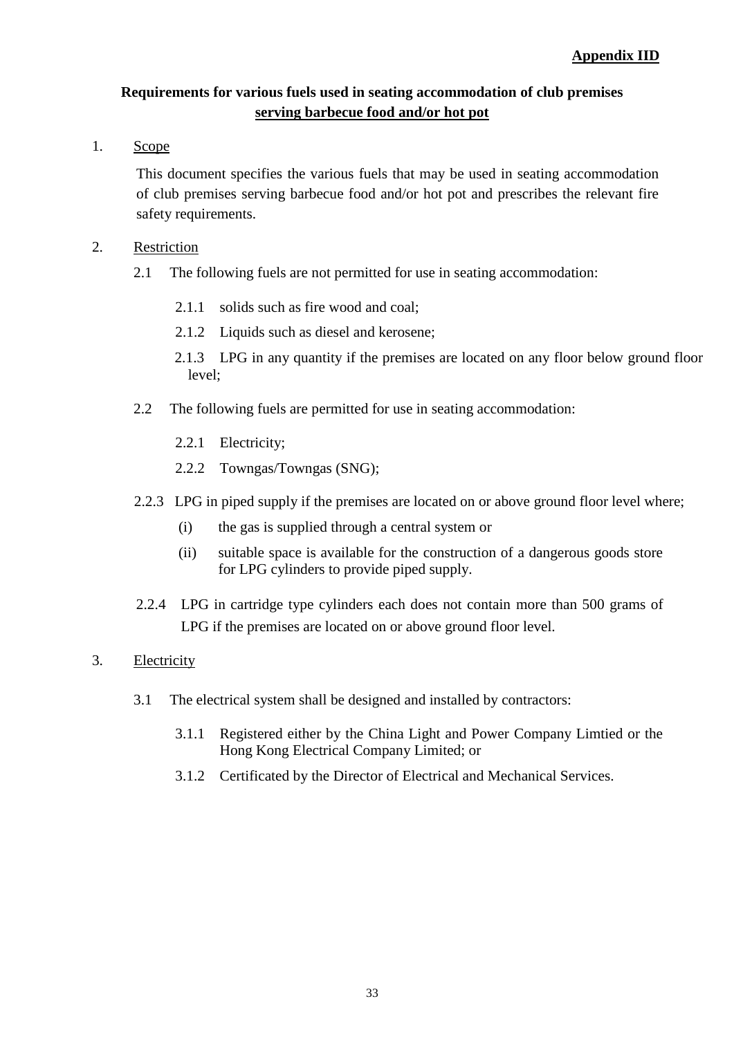**Appendix IID**

## Requirements for various fuels used in seating accommodation of club premises serving barbecue food and/or hot pot

1. Scope

   This document specifies the various fuels that may be used in seating accommodation of club premises serving barbecue food and/or hot pot and prescribes the relevant fire safety requirements.

2. Restriction

   2.1 The following fuels are not permitted for use in seating accommodation:

   2.1.1 solids such as fire wood and coal;

   2.1.2 Liquids such as diesel and kerosene;

   2.1.3 LPG in any quantity if the premises are located on any floor below ground floor level;

   2.2 The following fuels are permitted for use in seating accommodation:

   2.2.1 Electricity;

   2.2.2 Towngas/Towngas (SNG);

   2.2.3 LPG in piped supply if the premises are located on or above ground floor level where;

   (i) the gas is supplied through a central system or

   (ii) suitable space is available for the construction of a dangerous goods store for LPG cylinders to provide piped supply.

   2.2.4 LPG in cartridge type cylinders each does not contain more than 500 grams of LPG if the premises are located on or above ground floor level.

3. Electricity

   3.1 The electrical system shall be designed and installed by contractors:

   3.1.1 Registered either by the China Light and Power Company Limtied or the Hong Kong Electrical Company Limited; or

   3.1.2 Certificated by the Director of Electrical and Mechanical Services.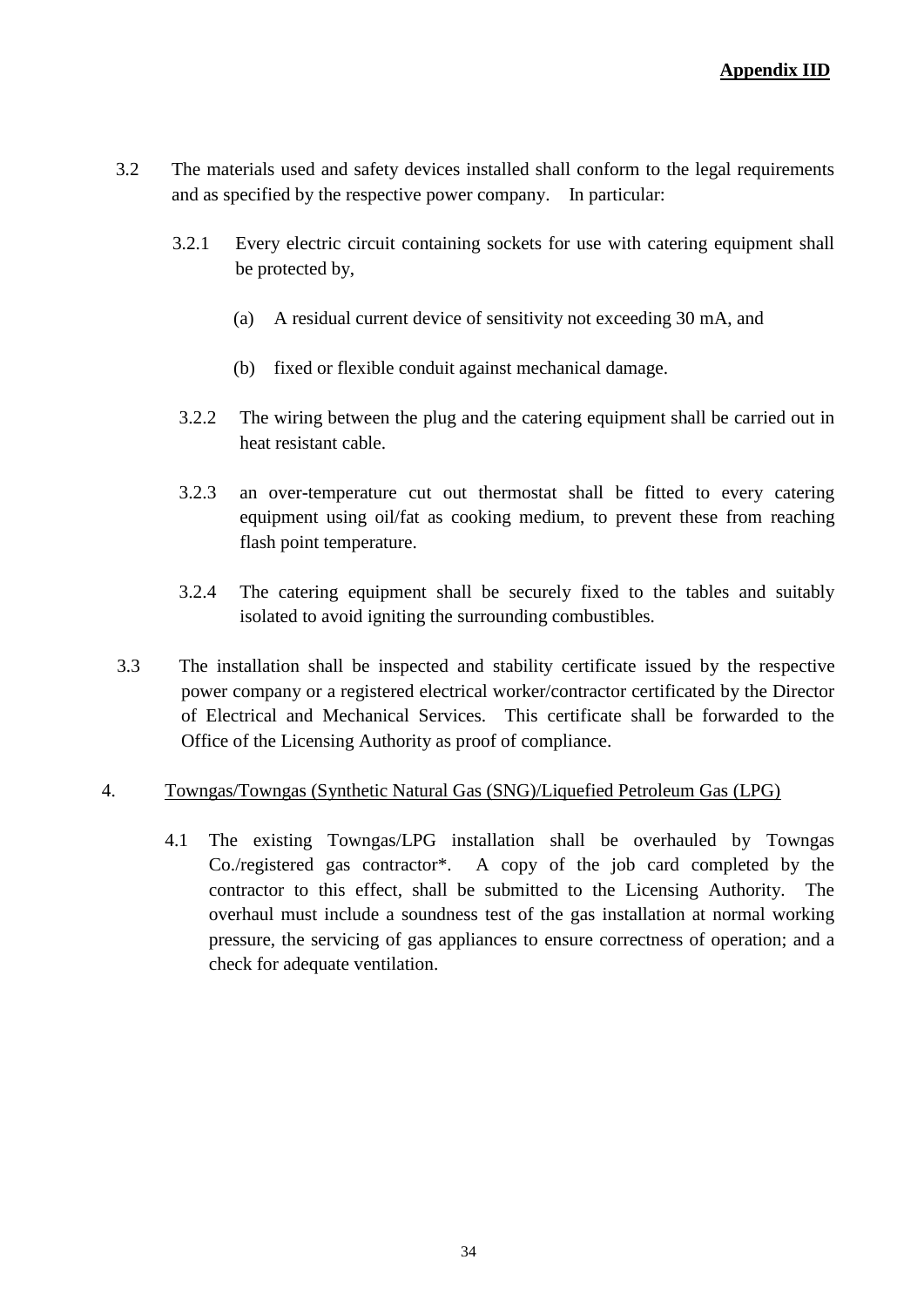**Appendix IID**

3.2 The materials used and safety devices installed shall conform to the legal requirements and as specified by the respective power company. In particular:

3.2.1 Every electric circuit containing sockets for use with catering equipment shall be protected by,

(a) A residual current device of sensitivity not exceeding 30 mA, and

(b) fixed or flexible conduit against mechanical damage.

3.2.2 The wiring between the plug and the catering equipment shall be carried out in heat resistant cable.

3.2.3 an over-temperature cut out thermostat shall be fitted to every catering equipment using oil/fat as cooking medium, to prevent these from reaching flash point temperature.

3.2.4 The catering equipment shall be securely fixed to the tables and suitably isolated to avoid igniting the surrounding combustibles.

3.3 The installation shall be inspected and stability certificate issued by the respective power company or a registered electrical worker/contractor certificated by the Director of Electrical and Mechanical Services. This certificate shall be forwarded to the Office of the Licensing Authority as proof of compliance.

4. Towngas/Towngas (Synthetic Natural Gas (SNG)/Liquefied Petroleum Gas (LPG)

4.1 The existing Towngas/LPG installation shall be overhauled by Towngas Co./registered gas contractor*. A copy of the job card completed by the contractor to this effect, shall be submitted to the Licensing Authority. The overhaul must include a soundness test of the gas installation at normal working pressure, the servicing of gas appliances to ensure correctness of operation; and a check for adequate ventilation.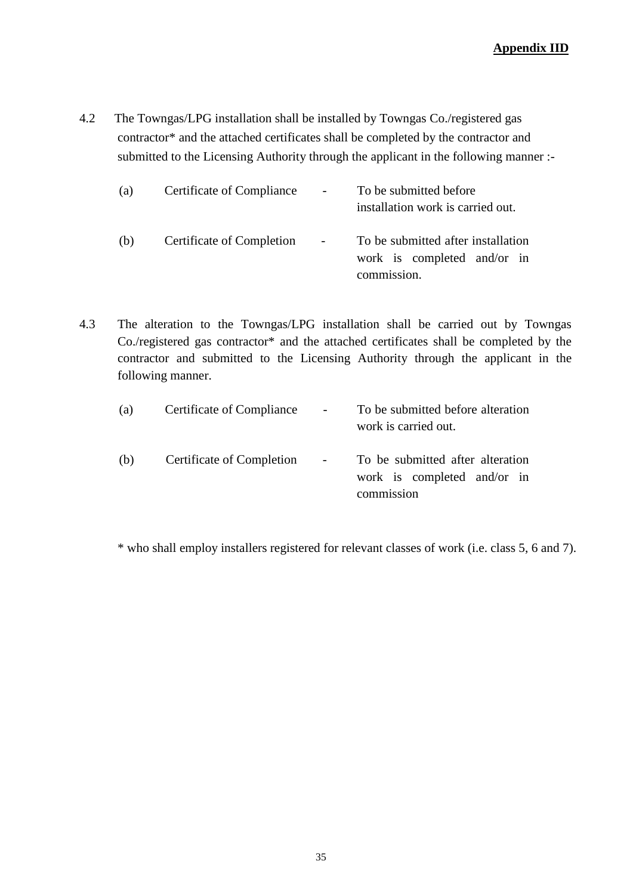**Appendix IID**

4.2 The Towngas/LPG installation shall be installed by Towngas Co./registered gas contractor* and the attached certificates shall be completed by the contractor and submitted to the Licensing Authority through the applicant in the following manner :-

| | | | |
|---|---|---|---|
| (a) | Certificate of Compliance | - | To be submitted before installation work is carried out. |
| (b) | Certificate of Completion | - | To be submitted after installation work is completed and/or in commission. |

4.3 The alteration to the Towngas/LPG installation shall be carried out by Towngas Co./registered gas contractor* and the attached certificates shall be completed by the contractor and submitted to the Licensing Authority through the applicant in the following manner.

| | | | |
|---|---|---|---|
| (a) | Certificate of Compliance | - | To be submitted before alteration work is carried out. |
| (b) | Certificate of Completion | - | To be submitted after alteration work is completed and/or in commission |

* who shall employ installers registered for relevant classes of work (i.e. class 5, 6 and 7).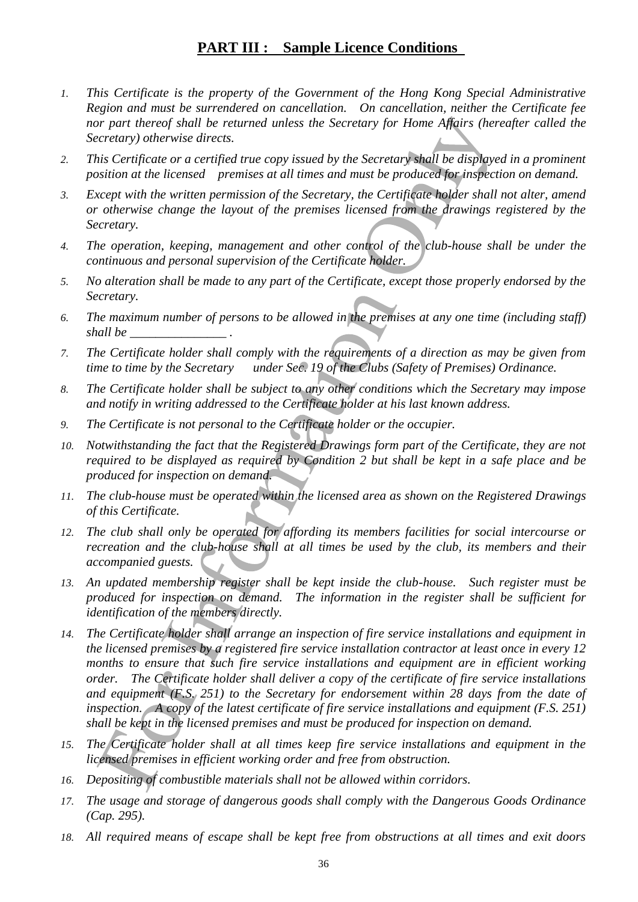## PART III : Sample Licence Conditions

1. *This Certificate is the property of the Government of the Hong Kong Special Administrative Region and must be surrendered on cancellation. On cancellation, neither the Certificate fee nor part thereof shall be returned unless the Secretary for Home Affairs (hereafter called the Secretary) otherwise directs.*
2. *This Certificate or a certified true copy issued by the Secretary shall be displayed in a prominent position at the licensed premises at all times and must be produced for inspection on demand.*
3. *Except with the written permission of the Secretary, the Certificate holder shall not alter, amend or otherwise change the layout of the premises licensed from the drawings registered by the Secretary.*
4. *The operation, keeping, management and other control of the club-house shall be under the continuous and personal supervision of the Certificate holder.*
5. *No alteration shall be made to any part of the Certificate, except those properly endorsed by the Secretary.*
6. *The maximum number of persons to be allowed in the premises at any one time (including staff) shall be _______________ .*
7. *The Certificate holder shall comply with the requirements of a direction as may be given from time to time by the Secretary under Sec. 19 of the Clubs (Safety of Premises) Ordinance.*
8. *The Certificate holder shall be subject to any other conditions which the Secretary may impose and notify in writing addressed to the Certificate holder at his last known address.*
9. *The Certificate is not personal to the Certificate holder or the occupier.*
10. *Notwithstanding the fact that the Registered Drawings form part of the Certificate, they are not required to be displayed as required by Condition 2 but shall be kept in a safe place and be produced for inspection on demand.*
11. *The club-house must be operated within the licensed area as shown on the Registered Drawings of this Certificate.*
12. *The club shall only be operated for affording its members facilities for social intercourse or recreation and the club-house shall at all times be used by the club, its members and their accompanied guests.*
13. *An updated membership register shall be kept inside the club-house. Such register must be produced for inspection on demand. The information in the register shall be sufficient for identification of the members directly.*
14. *The Certificate holder shall arrange an inspection of fire service installations and equipment in the licensed premises by a registered fire service installation contractor at least once in every 12 months to ensure that such fire service installations and equipment are in efficient working order. The Certificate holder shall deliver a copy of the certificate of fire service installations and equipment (F.S. 251) to the Secretary for endorsement within 28 days from the date of inspection. A copy of the latest certificate of fire service installations and equipment (F.S. 251) shall be kept in the licensed premises and must be produced for inspection on demand.*
15. *The Certificate holder shall at all times keep fire service installations and equipment in the licensed premises in efficient working order and free from obstruction.*
16. *Depositing of combustible materials shall not be allowed within corridors.*
17. *The usage and storage of dangerous goods shall comply with the Dangerous Goods Ordinance (Cap. 295).*
18. *All required means of escape shall be kept free from obstructions at all times and exit doors*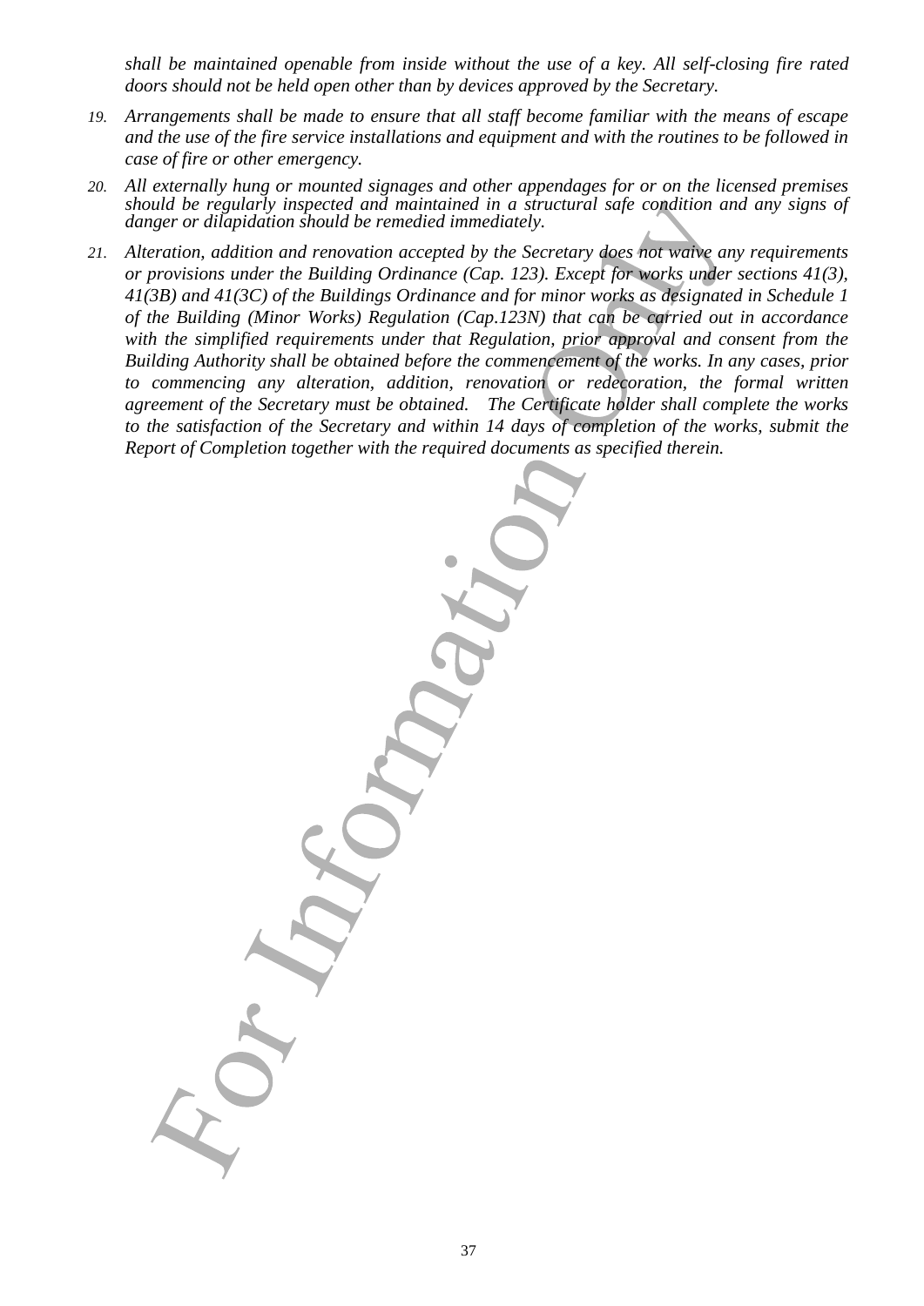*shall be maintained openable from inside without the use of a key. All self-closing fire rated doors should not be held open other than by devices approved by the Secretary.*

19. *Arrangements shall be made to ensure that all staff become familiar with the means of escape and the use of the fire service installations and equipment and with the routines to be followed in case of fire or other emergency.*

20. *All externally hung or mounted signages and other appendages for or on the licensed premises should be regularly inspected and maintained in a structural safe condition and any signs of danger or dilapidation should be remedied immediately.*

21. *Alteration, addition and renovation accepted by the Secretary does not waive any requirements or provisions under the Building Ordinance (Cap. 123). Except for works under sections 41(3), 41(3B) and 41(3C) of the Buildings Ordinance and for minor works as designated in Schedule 1 of the Building (Minor Works) Regulation (Cap.123N) that can be carried out in accordance with the simplified requirements under that Regulation, prior approval and consent from the Building Authority shall be obtained before the commencement of the works. In any cases, prior to commencing any alteration, addition, renovation or redecoration, the formal written agreement of the Secretary must be obtained. The Certificate holder shall complete the works to the satisfaction of the Secretary and within 14 days of completion of the works, submit the Report of Completion together with the required documents as specified therein.*